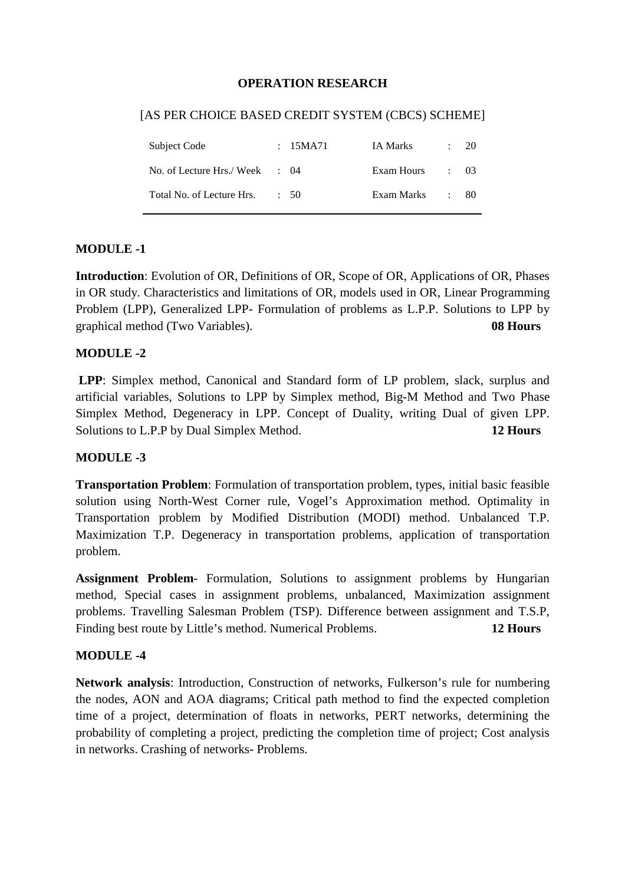**OPERATION RESEARCH**

[AS PER CHOICE BASED CREDIT SYSTEM (CBCS) SCHEME]

| | | | |
|---|---|---|---|
| Subject Code | : 15MA71 | IA Marks | : 20 |
| No. of Lecture Hrs./ Week | : 04 | Exam Hours | : 03 |
| Total No. of Lecture Hrs. | : 50 | Exam Marks | : 80 |

## MODULE -1

**Introduction**: Evolution of OR, Definitions of OR, Scope of OR, Applications of OR, Phases in OR study. Characteristics and limitations of OR, models used in OR, Linear Programming Problem (LPP), Generalized LPP- Formulation of problems as L.P.P. Solutions to LPP by graphical method (Two Variables). **08 Hours**

## MODULE -2

**LPP**: Simplex method, Canonical and Standard form of LP problem, slack, surplus and artificial variables, Solutions to LPP by Simplex method, Big-M Method and Two Phase Simplex Method, Degeneracy in LPP. Concept of Duality, writing Dual of given LPP. Solutions to L.P.P by Dual Simplex Method. **12 Hours**

## MODULE -3

**Transportation Problem**: Formulation of transportation problem, types, initial basic feasible solution using North-West Corner rule, Vogel's Approximation method. Optimality in Transportation problem by Modified Distribution (MODI) method. Unbalanced T.P. Maximization T.P. Degeneracy in transportation problems, application of transportation problem.

**Assignment Problem**- Formulation, Solutions to assignment problems by Hungarian method, Special cases in assignment problems, unbalanced, Maximization assignment problems. Travelling Salesman Problem (TSP). Difference between assignment and T.S.P, Finding best route by Little's method. Numerical Problems. **12 Hours**

## MODULE -4

**Network analysis**: Introduction, Construction of networks, Fulkerson's rule for numbering the nodes, AON and AOA diagrams; Critical path method to find the expected completion time of a project, determination of floats in networks, PERT networks, determining the probability of completing a project, predicting the completion time of project; Cost analysis in networks. Crashing of networks- Problems.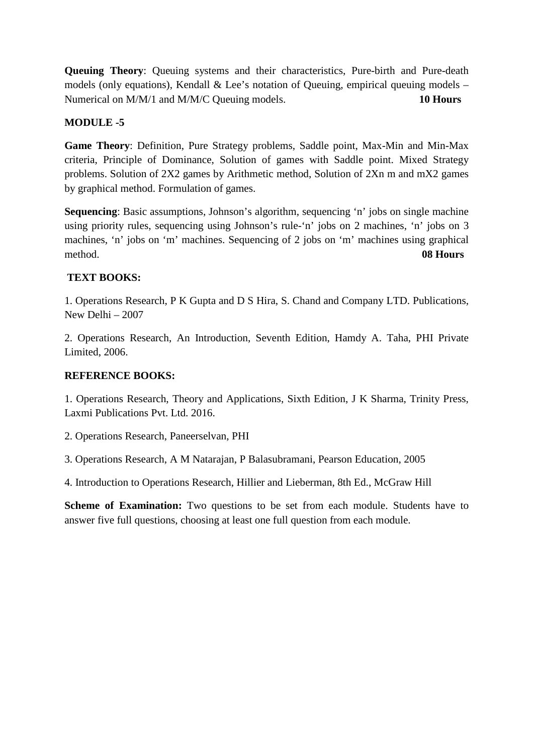**Queuing Theory**: Queuing systems and their characteristics, Pure-birth and Pure-death models (only equations), Kendall & Lee's notation of Queuing, empirical queuing models – Numerical on M/M/1 and M/M/C Queuing models. **10 Hours**

**MODULE -5**

**Game Theory**: Definition, Pure Strategy problems, Saddle point, Max-Min and Min-Max criteria, Principle of Dominance, Solution of games with Saddle point. Mixed Strategy problems. Solution of 2X2 games by Arithmetic method, Solution of 2Xn m and mX2 games by graphical method. Formulation of games.

**Sequencing**: Basic assumptions, Johnson's algorithm, sequencing 'n' jobs on single machine using priority rules, sequencing using Johnson's rule-'n' jobs on 2 machines, 'n' jobs on 3 machines, 'n' jobs on 'm' machines. Sequencing of 2 jobs on 'm' machines using graphical method. **08 Hours**

**TEXT BOOKS:**

1. Operations Research, P K Gupta and D S Hira, S. Chand and Company LTD. Publications, New Delhi – 2007

2. Operations Research, An Introduction, Seventh Edition, Hamdy A. Taha, PHI Private Limited, 2006.

**REFERENCE BOOKS:**

1. Operations Research, Theory and Applications, Sixth Edition, J K Sharma, Trinity Press, Laxmi Publications Pvt. Ltd. 2016.

2. Operations Research, Paneerselvan, PHI

3. Operations Research, A M Natarajan, P Balasubramani, Pearson Education, 2005

4. Introduction to Operations Research, Hillier and Lieberman, 8th Ed., McGraw Hill

**Scheme of Examination:** Two questions to be set from each module. Students have to answer five full questions, choosing at least one full question from each module.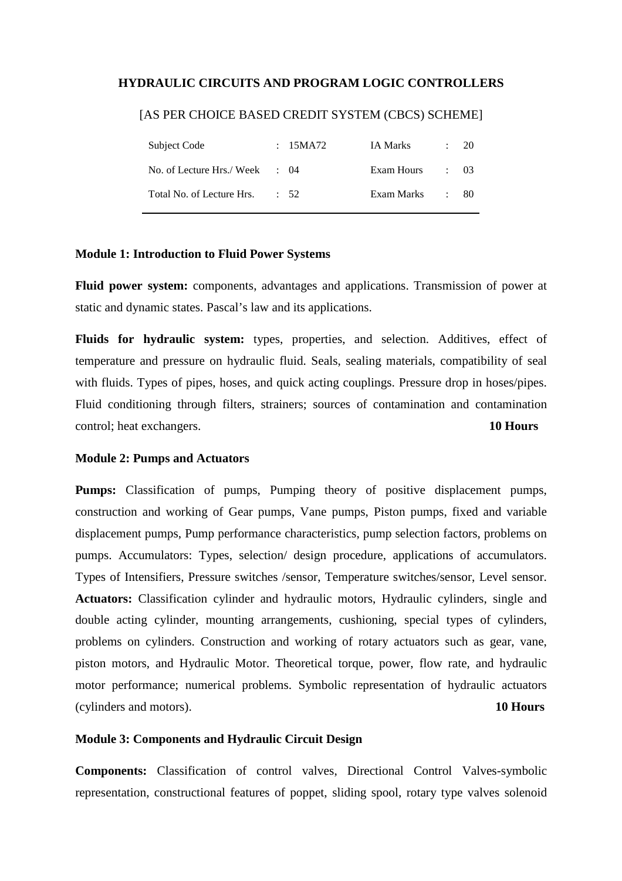**HYDRAULIC CIRCUITS AND PROGRAM LOGIC CONTROLLERS**

[AS PER CHOICE BASED CREDIT SYSTEM (CBCS) SCHEME]

| | | | |
|---|---|---|---|
| Subject Code | : 15MA72 | IA Marks | : 20 |
| No. of Lecture Hrs./ Week | : 04 | Exam Hours | : 03 |
| Total No. of Lecture Hrs. | : 52 | Exam Marks | : 80 |

**Module 1: Introduction to Fluid Power Systems**

**Fluid power system:** components, advantages and applications. Transmission of power at static and dynamic states. Pascal's law and its applications.

**Fluids for hydraulic system:** types, properties, and selection. Additives, effect of temperature and pressure on hydraulic fluid. Seals, sealing materials, compatibility of seal with fluids. Types of pipes, hoses, and quick acting couplings. Pressure drop in hoses/pipes. Fluid conditioning through filters, strainers; sources of contamination and contamination control; heat exchangers. **10 Hours**

**Module 2: Pumps and Actuators**

**Pumps:** Classification of pumps, Pumping theory of positive displacement pumps, construction and working of Gear pumps, Vane pumps, Piston pumps, fixed and variable displacement pumps, Pump performance characteristics, pump selection factors, problems on pumps. Accumulators: Types, selection/ design procedure, applications of accumulators. Types of Intensifiers, Pressure switches /sensor, Temperature switches/sensor, Level sensor. **Actuators:** Classification cylinder and hydraulic motors, Hydraulic cylinders, single and double acting cylinder, mounting arrangements, cushioning, special types of cylinders, problems on cylinders. Construction and working of rotary actuators such as gear, vane, piston motors, and Hydraulic Motor. Theoretical torque, power, flow rate, and hydraulic motor performance; numerical problems. Symbolic representation of hydraulic actuators (cylinders and motors). **10 Hours**

**Module 3: Components and Hydraulic Circuit Design**

**Components:** Classification of control valves, Directional Control Valves-symbolic representation, constructional features of poppet, sliding spool, rotary type valves solenoid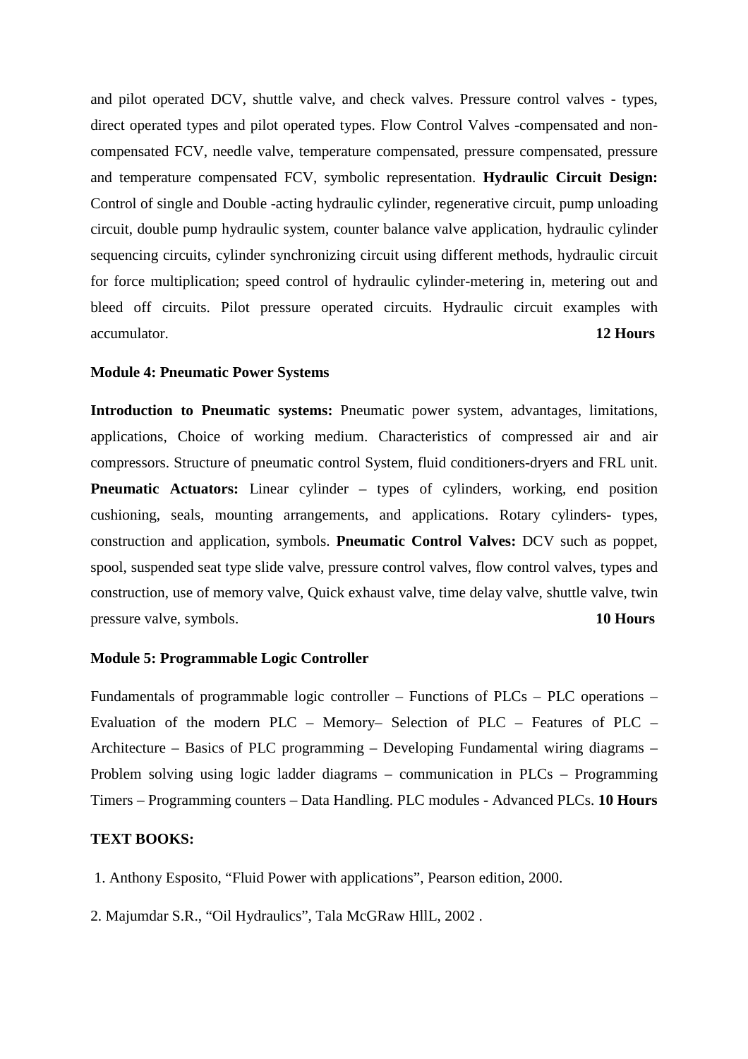and pilot operated DCV, shuttle valve, and check valves. Pressure control valves - types, direct operated types and pilot operated types. Flow Control Valves -compensated and non-compensated FCV, needle valve, temperature compensated, pressure compensated, pressure and temperature compensated FCV, symbolic representation. **Hydraulic Circuit Design:** Control of single and Double -acting hydraulic cylinder, regenerative circuit, pump unloading circuit, double pump hydraulic system, counter balance valve application, hydraulic cylinder sequencing circuits, cylinder synchronizing circuit using different methods, hydraulic circuit for force multiplication; speed control of hydraulic cylinder-metering in, metering out and bleed off circuits. Pilot pressure operated circuits. Hydraulic circuit examples with accumulator. **12 Hours**

**Module 4: Pneumatic Power Systems**

**Introduction to Pneumatic systems:** Pneumatic power system, advantages, limitations, applications, Choice of working medium. Characteristics of compressed air and air compressors. Structure of pneumatic control System, fluid conditioners-dryers and FRL unit. **Pneumatic Actuators:** Linear cylinder – types of cylinders, working, end position cushioning, seals, mounting arrangements, and applications. Rotary cylinders- types, construction and application, symbols. **Pneumatic Control Valves:** DCV such as poppet, spool, suspended seat type slide valve, pressure control valves, flow control valves, types and construction, use of memory valve, Quick exhaust valve, time delay valve, shuttle valve, twin pressure valve, symbols. **10 Hours**

**Module 5: Programmable Logic Controller**

Fundamentals of programmable logic controller – Functions of PLCs – PLC operations – Evaluation of the modern PLC – Memory– Selection of PLC – Features of PLC – Architecture – Basics of PLC programming – Developing Fundamental wiring diagrams – Problem solving using logic ladder diagrams – communication in PLCs – Programming Timers – Programming counters – Data Handling. PLC modules - Advanced PLCs. **10 Hours**

**TEXT BOOKS:**

1. Anthony Esposito, "Fluid Power with applications", Pearson edition, 2000.

2. Majumdar S.R., "Oil Hydraulics", Tala McGRaw HllL, 2002 .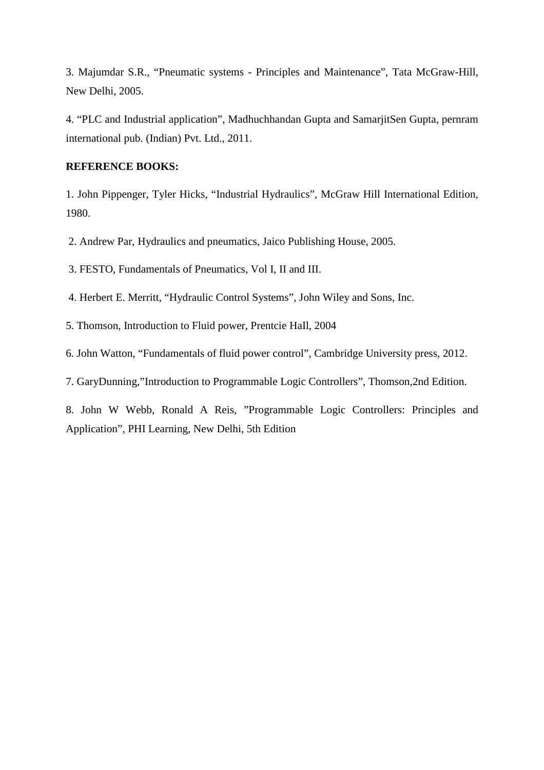3. Majumdar S.R., “Pneumatic systems - Principles and Maintenance”, Tata McGraw-Hill, New Delhi, 2005.

4. “PLC and Industrial application”, Madhuchhandan Gupta and SamarjitSen Gupta, pernram international pub. (Indian) Pvt. Ltd., 2011.

**REFERENCE BOOKS:**

1. John Pippenger, Tyler Hicks, “Industrial Hydraulics”, McGraw Hill International Edition, 1980.

2. Andrew Par, Hydraulics and pneumatics, Jaico Publishing House, 2005.

3. FESTO, Fundamentals of Pneumatics, Vol I, II and III.

4. Herbert E. Merritt, “Hydraulic Control Systems”, John Wiley and Sons, Inc.

5. Thomson, Introduction to Fluid power, Prentcie HaIl, 2004

6. John Watton, “Fundamentals of fluid power control”, Cambridge University press, 2012.

7. GaryDunning,”Introduction to Programmable Logic Controllers”, Thomson,2nd Edition.

8. John W Webb, Ronald A Reis, ”Programmable Logic Controllers: Principles and Application”, PHI Learning, New Delhi, 5th Edition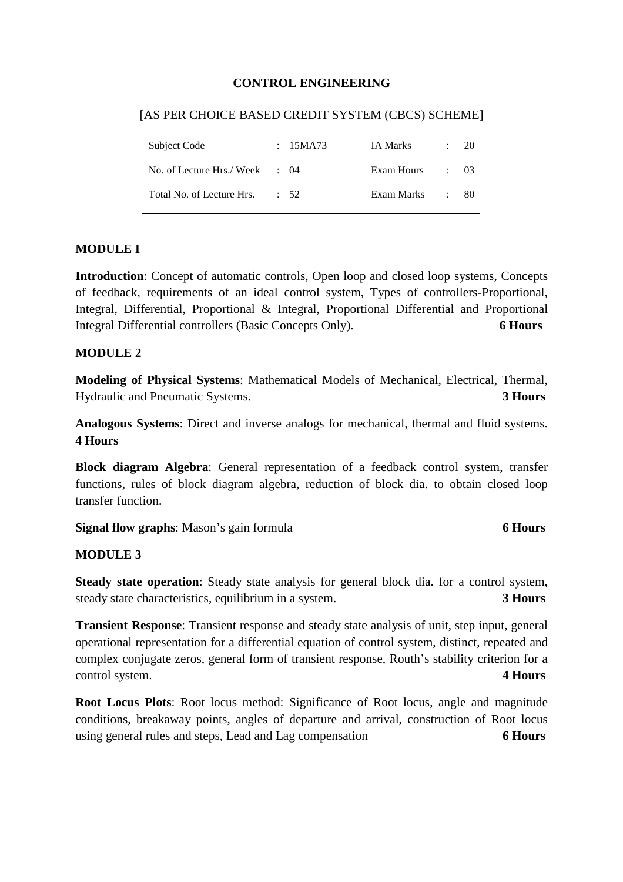## CONTROL ENGINEERING

[AS PER CHOICE BASED CREDIT SYSTEM (CBCS) SCHEME]

| Subject Code | : 15MA73 | IA Marks | : 20 |
|---|---|---|---|
| No. of Lecture Hrs./ Week | : 04 | Exam Hours | : 03 |
| Total No. of Lecture Hrs. | : 52 | Exam Marks | : 80 |

### MODULE I

**Introduction**: Concept of automatic controls, Open loop and closed loop systems, Concepts of feedback, requirements of an ideal control system, Types of controllers-Proportional, Integral, Differential, Proportional & Integral, Proportional Differential and Proportional Integral Differential controllers (Basic Concepts Only). **6 Hours**

### MODULE 2

**Modeling of Physical Systems**: Mathematical Models of Mechanical, Electrical, Thermal, Hydraulic and Pneumatic Systems. **3 Hours**

**Analogous Systems**: Direct and inverse analogs for mechanical, thermal and fluid systems. **4 Hours**

**Block diagram Algebra**: General representation of a feedback control system, transfer functions, rules of block diagram algebra, reduction of block dia. to obtain closed loop transfer function.

**Signal flow graphs**: Mason's gain formula **6 Hours**

### MODULE 3

**Steady state operation**: Steady state analysis for general block dia. for a control system, steady state characteristics, equilibrium in a system. **3 Hours**

**Transient Response**: Transient response and steady state analysis of unit, step input, general operational representation for a differential equation of control system, distinct, repeated and complex conjugate zeros, general form of transient response, Routh's stability criterion for a control system. **4 Hours**

**Root Locus Plots**: Root locus method: Significance of Root locus, angle and magnitude conditions, breakaway points, angles of departure and arrival, construction of Root locus using general rules and steps, Lead and Lag compensation **6 Hours**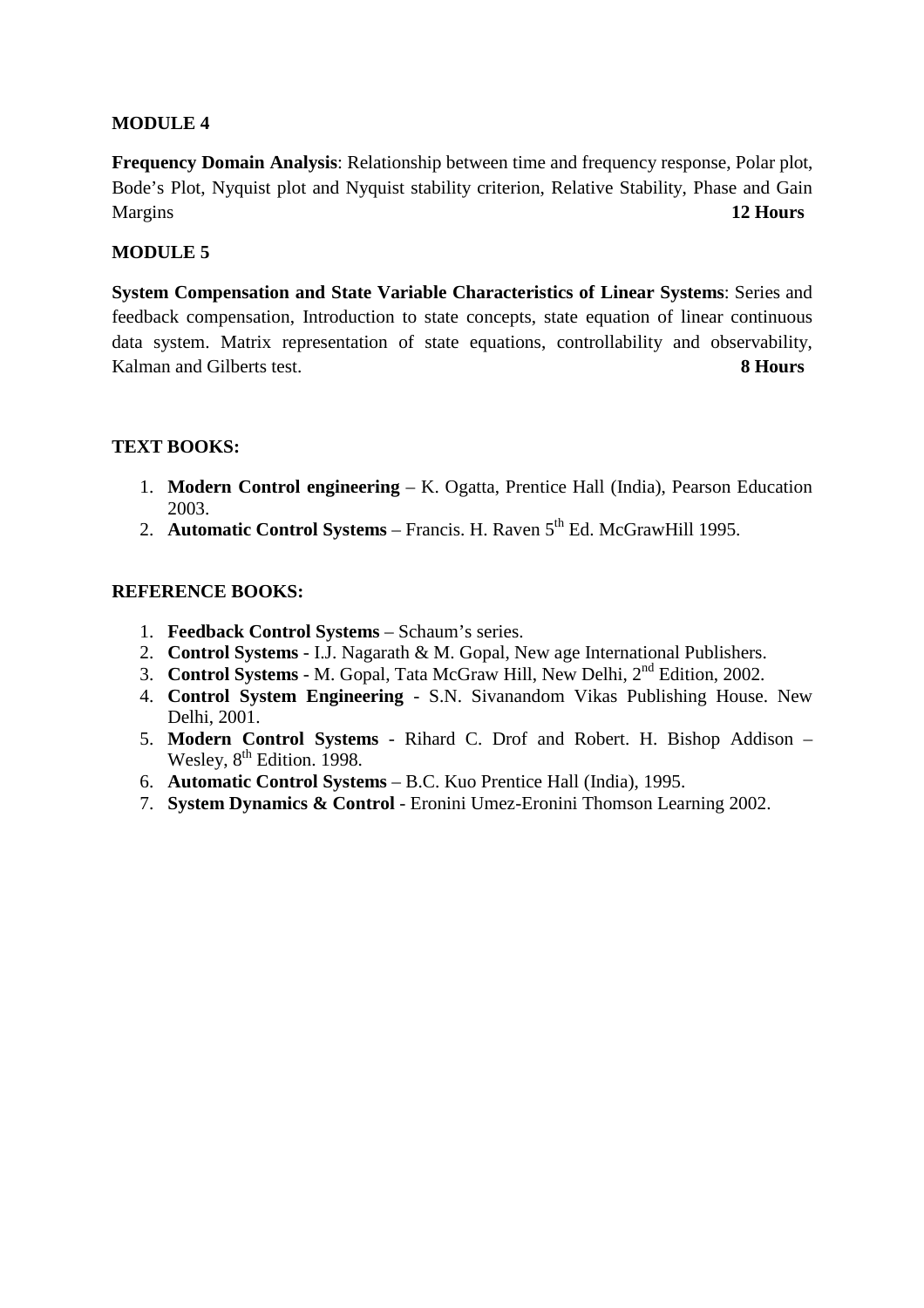**MODULE 4**

**Frequency Domain Analysis**: Relationship between time and frequency response, Polar plot, Bode's Plot, Nyquist plot and Nyquist stability criterion, Relative Stability, Phase and Gain Margins **12 Hours**

**MODULE 5**

**System Compensation and State Variable Characteristics of Linear Systems**: Series and feedback compensation, Introduction to state concepts, state equation of linear continuous data system. Matrix representation of state equations, controllability and observability, Kalman and Gilberts test. **8 Hours**

**TEXT BOOKS:**

1. **Modern Control engineering** – K. Ogatta, Prentice Hall (India), Pearson Education 2003.
2. **Automatic Control Systems** – Francis. H. Raven 5th Ed. McGrawHill 1995.

**REFERENCE BOOKS:**

1. **Feedback Control Systems** – Schaum's series.
2. **Control Systems** - I.J. Nagarath & M. Gopal, New age International Publishers.
3. **Control Systems** - M. Gopal, Tata McGraw Hill, New Delhi, 2nd Edition, 2002.
4. **Control System Engineering** - S.N. Sivanandom Vikas Publishing House. New Delhi, 2001.
5. **Modern Control Systems** - Rihard C. Drof and Robert. H. Bishop Addison – Wesley, 8th Edition. 1998.
6. **Automatic Control Systems** – B.C. Kuo Prentice Hall (India), 1995.
7. **System Dynamics & Control** - Eronini Umez-Eronini Thomson Learning 2002.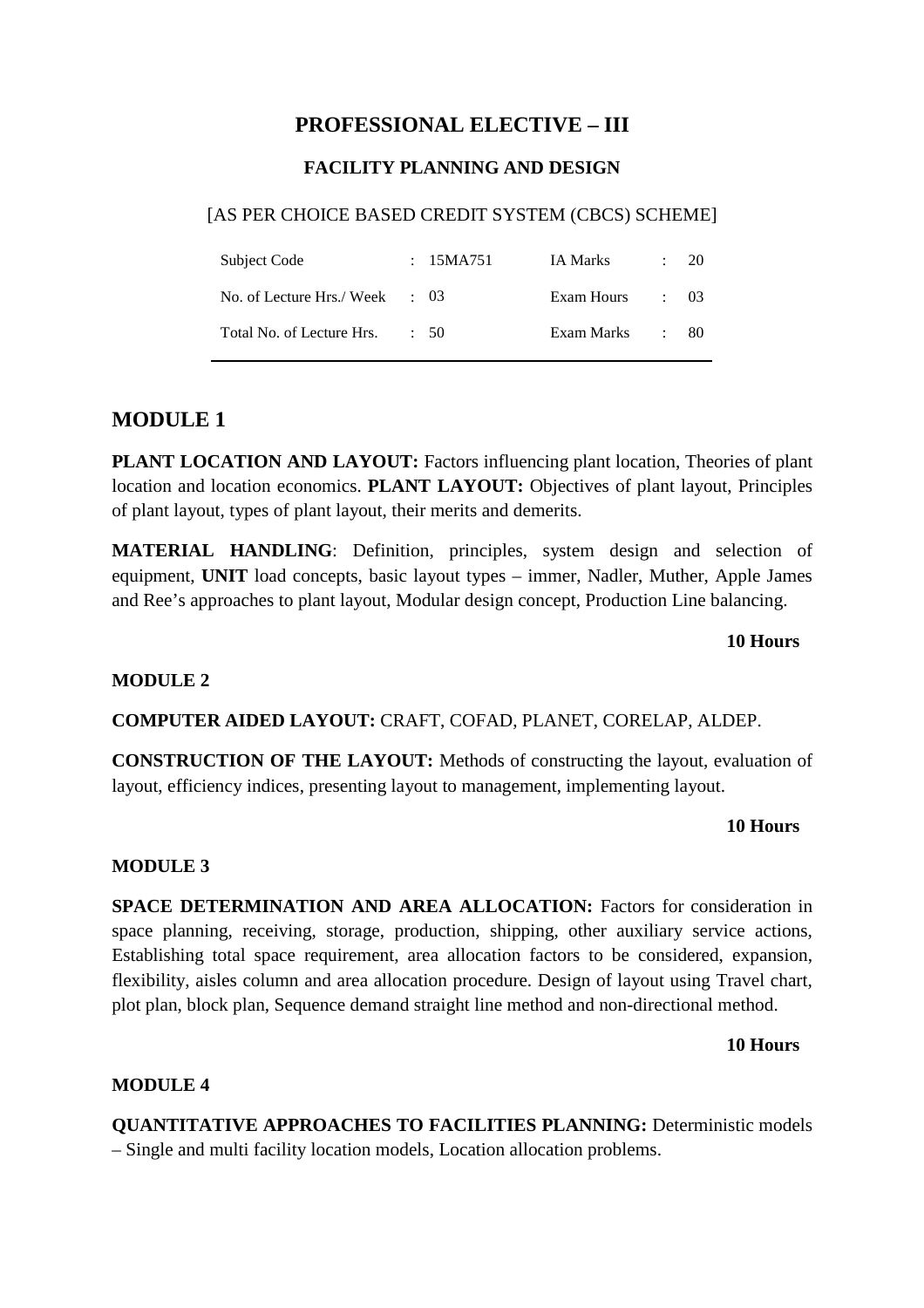# PROFESSIONAL ELECTIVE – III

## FACILITY PLANNING AND DESIGN

[AS PER CHOICE BASED CREDIT SYSTEM (CBCS) SCHEME]

| Subject Code | : 15MA751 | IA Marks | : 20 |
|---|---|---|---|
| No. of Lecture Hrs./ Week | : 03 | Exam Hours | : 03 |
| Total No. of Lecture Hrs. | : 50 | Exam Marks | : 80 |

# MODULE 1

**PLANT LOCATION AND LAYOUT:** Factors influencing plant location, Theories of plant location and location economics. **PLANT LAYOUT:** Objectives of plant layout, Principles of plant layout, types of plant layout, their merits and demerits.

**MATERIAL HANDLING**: Definition, principles, system design and selection of equipment, **UNIT** load concepts, basic layout types – immer, Nadler, Muther, Apple James and Ree's approaches to plant layout, Modular design concept, Production Line balancing.

**10 Hours**

**MODULE 2**

**COMPUTER AIDED LAYOUT:** CRAFT, COFAD, PLANET, CORELAP, ALDEP.

**CONSTRUCTION OF THE LAYOUT:** Methods of constructing the layout, evaluation of layout, efficiency indices, presenting layout to management, implementing layout.

**10 Hours**

**MODULE 3**

**SPACE DETERMINATION AND AREA ALLOCATION:** Factors for consideration in space planning, receiving, storage, production, shipping, other auxiliary service actions, Establishing total space requirement, area allocation factors to be considered, expansion, flexibility, aisles column and area allocation procedure. Design of layout using Travel chart, plot plan, block plan, Sequence demand straight line method and non-directional method.

**10 Hours**

**MODULE 4**

**QUANTITATIVE APPROACHES TO FACILITIES PLANNING:** Deterministic models – Single and multi facility location models, Location allocation problems.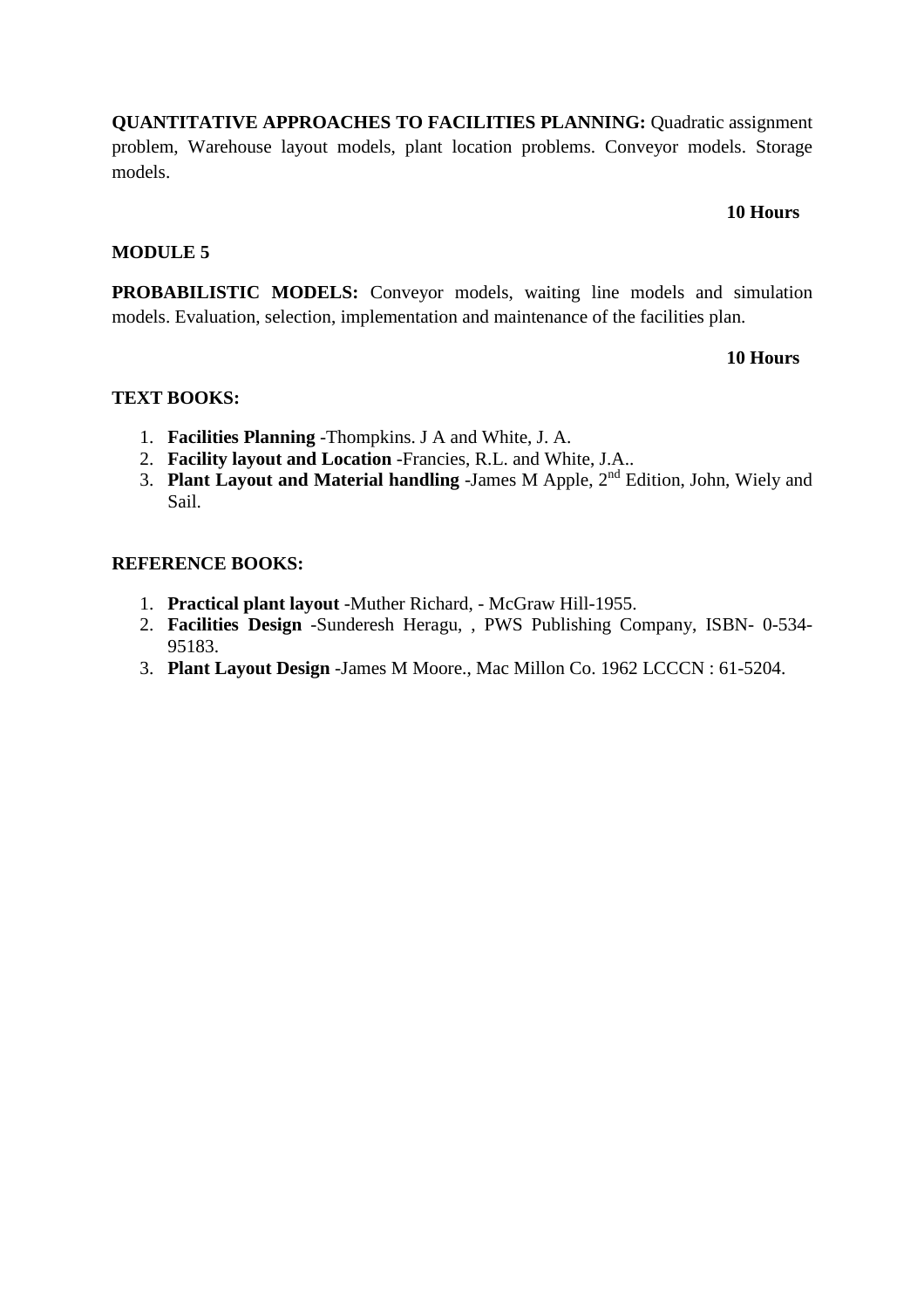**QUANTITATIVE APPROACHES TO FACILITIES PLANNING:** Quadratic assignment problem, Warehouse layout models, plant location problems. Conveyor models. Storage models.

**10 Hours**

## MODULE 5

**PROBABILISTIC MODELS:** Conveyor models, waiting line models and simulation models. Evaluation, selection, implementation and maintenance of the facilities plan.

**10 Hours**

### TEXT BOOKS:

1. **Facilities Planning** -Thompkins. J A and White, J. A.
2. **Facility layout and Location** -Francies, R.L. and White, J.A..
3. **Plant Layout and Material handling** -James M Apple, 2nd Edition, John, Wiely and Sail.

### REFERENCE BOOKS:

1. **Practical plant layout** -Muther Richard, - McGraw Hill-1955.
2. **Facilities Design** -Sunderesh Heragu, , PWS Publishing Company, ISBN- 0-534-95183.
3. **Plant Layout Design** -James M Moore., Mac Millon Co. 1962 LCCCN : 61-5204.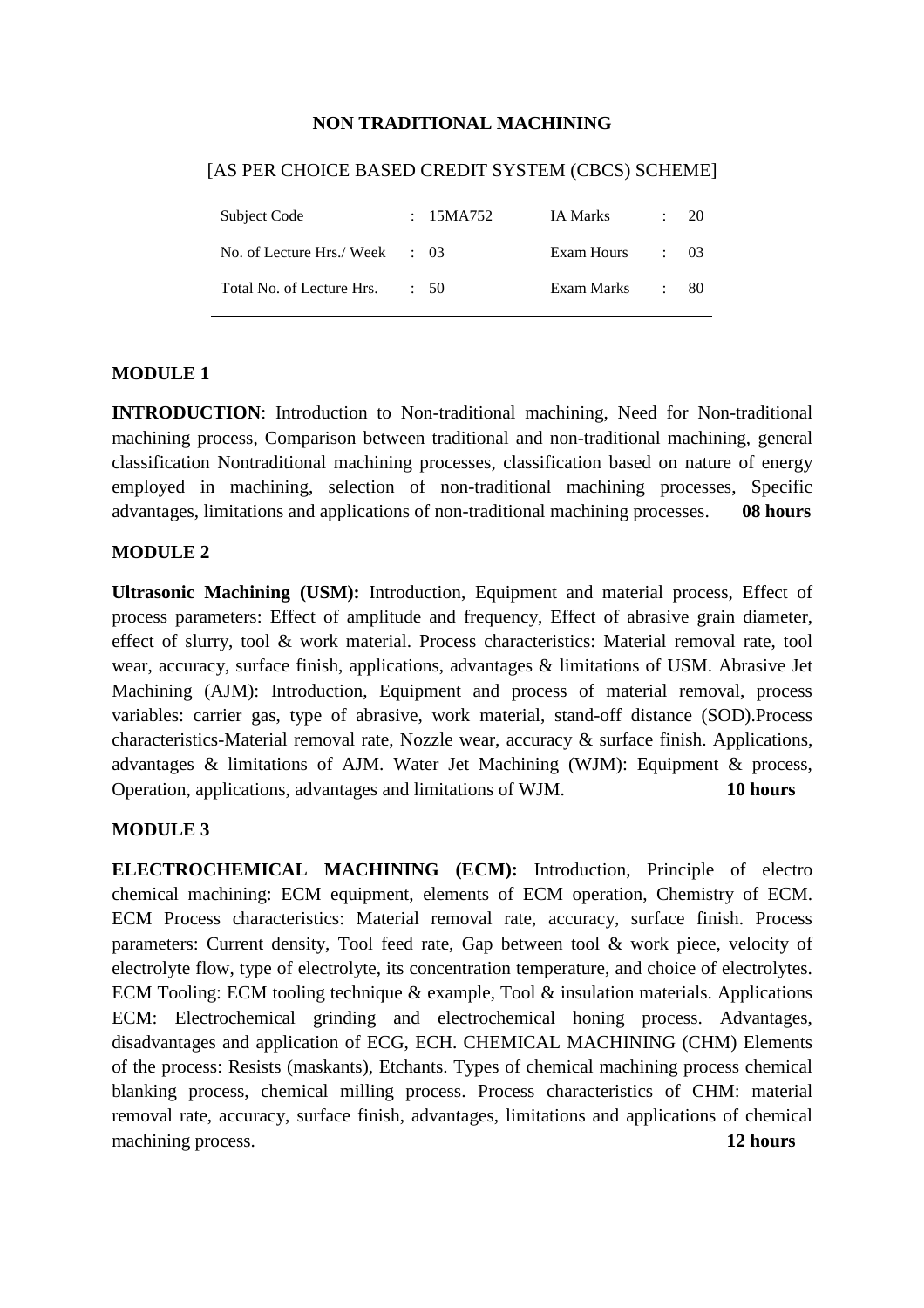**NON TRADITIONAL MACHINING**

[AS PER CHOICE BASED CREDIT SYSTEM (CBCS) SCHEME]

| | | | |
|---|---|---|---|
| Subject Code | : 15MA752 | IA Marks | : 20 |
| No. of Lecture Hrs./ Week | : 03 | Exam Hours | : 03 |
| Total No. of Lecture Hrs. | : 50 | Exam Marks | : 80 |

**MODULE 1**

**INTRODUCTION**: Introduction to Non-traditional machining, Need for Non-traditional machining process, Comparison between traditional and non-traditional machining, general classification Nontraditional machining processes, classification based on nature of energy employed in machining, selection of non-traditional machining processes, Specific advantages, limitations and applications of non-traditional machining processes. **08 hours**

**MODULE 2**

**Ultrasonic Machining (USM):** Introduction, Equipment and material process, Effect of process parameters: Effect of amplitude and frequency, Effect of abrasive grain diameter, effect of slurry, tool & work material. Process characteristics: Material removal rate, tool wear, accuracy, surface finish, applications, advantages & limitations of USM. Abrasive Jet Machining (AJM): Introduction, Equipment and process of material removal, process variables: carrier gas, type of abrasive, work material, stand-off distance (SOD).Process characteristics-Material removal rate, Nozzle wear, accuracy & surface finish. Applications, advantages & limitations of AJM. Water Jet Machining (WJM): Equipment & process, Operation, applications, advantages and limitations of WJM. **10 hours**

**MODULE 3**

**ELECTROCHEMICAL MACHINING (ECM):** Introduction, Principle of electro chemical machining: ECM equipment, elements of ECM operation, Chemistry of ECM. ECM Process characteristics: Material removal rate, accuracy, surface finish. Process parameters: Current density, Tool feed rate, Gap between tool & work piece, velocity of electrolyte flow, type of electrolyte, its concentration temperature, and choice of electrolytes. ECM Tooling: ECM tooling technique & example, Tool & insulation materials. Applications ECM: Electrochemical grinding and electrochemical honing process. Advantages, disadvantages and application of ECG, ECH. CHEMICAL MACHINING (CHM) Elements of the process: Resists (maskants), Etchants. Types of chemical machining process chemical blanking process, chemical milling process. Process characteristics of CHM: material removal rate, accuracy, surface finish, advantages, limitations and applications of chemical machining process. **12 hours**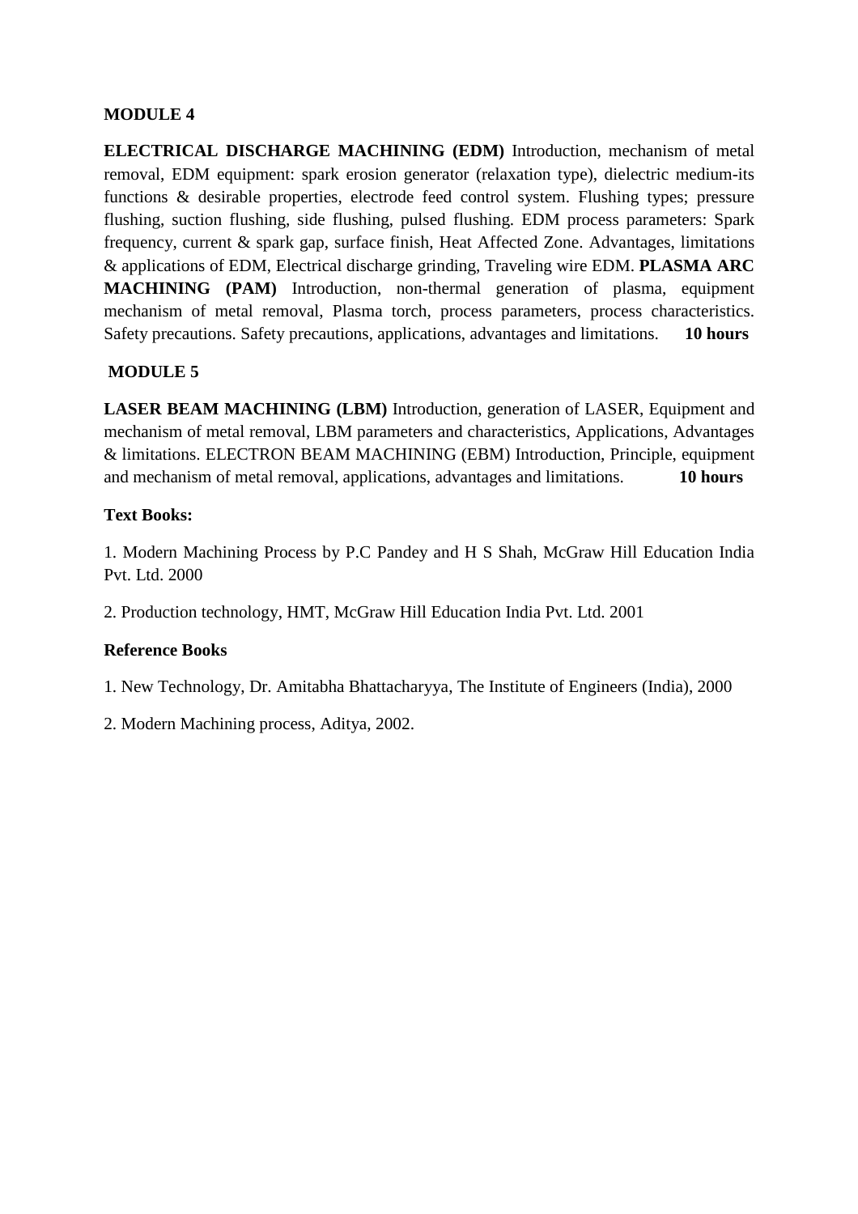**MODULE 4**

**ELECTRICAL DISCHARGE MACHINING (EDM)** Introduction, mechanism of metal removal, EDM equipment: spark erosion generator (relaxation type), dielectric medium-its functions & desirable properties, electrode feed control system. Flushing types; pressure flushing, suction flushing, side flushing, pulsed flushing. EDM process parameters: Spark frequency, current & spark gap, surface finish, Heat Affected Zone. Advantages, limitations & applications of EDM, Electrical discharge grinding, Traveling wire EDM. **PLASMA ARC MACHINING (PAM)** Introduction, non-thermal generation of plasma, equipment mechanism of metal removal, Plasma torch, process parameters, process characteristics. Safety precautions. Safety precautions, applications, advantages and limitations. **10 hours**

**MODULE 5**

**LASER BEAM MACHINING (LBM)** Introduction, generation of LASER, Equipment and mechanism of metal removal, LBM parameters and characteristics, Applications, Advantages & limitations. ELECTRON BEAM MACHINING (EBM) Introduction, Principle, equipment and mechanism of metal removal, applications, advantages and limitations. **10 hours**

**Text Books:**

1. Modern Machining Process by P.C Pandey and H S Shah, McGraw Hill Education India Pvt. Ltd. 2000

2. Production technology, HMT, McGraw Hill Education India Pvt. Ltd. 2001

**Reference Books**

1. New Technology, Dr. Amitabha Bhattacharyya, The Institute of Engineers (India), 2000

2. Modern Machining process, Aditya, 2002.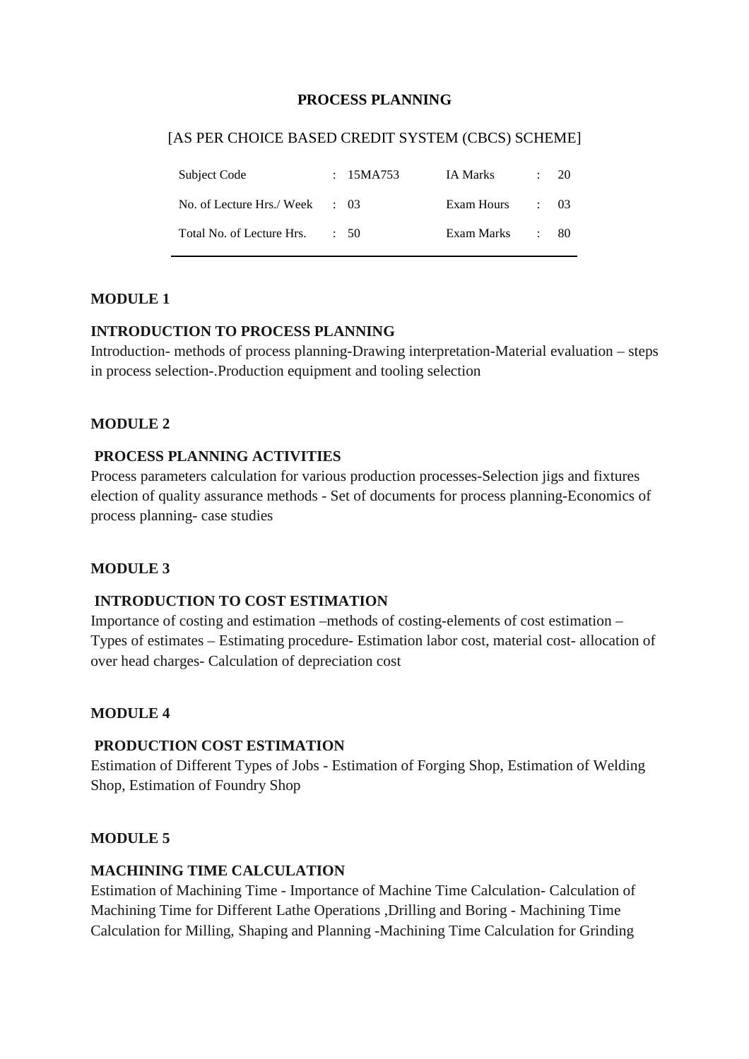# PROCESS PLANNING

[AS PER CHOICE BASED CREDIT SYSTEM (CBCS) SCHEME]

| Subject Code | : 15MA753 | IA Marks | : 20 |
|---|---|---|---|
| No. of Lecture Hrs./ Week | : 03 | Exam Hours | : 03 |
| Total No. of Lecture Hrs. | : 50 | Exam Marks | : 80 |

## MODULE 1

### INTRODUCTION TO PROCESS PLANNING

Introduction- methods of process planning-Drawing interpretation-Material evaluation – steps in process selection-.Production equipment and tooling selection

## MODULE 2

### PROCESS PLANNING ACTIVITIES

Process parameters calculation for various production processes-Selection jigs and fixtures election of quality assurance methods - Set of documents for process planning-Economics of process planning- case studies

## MODULE 3

### INTRODUCTION TO COST ESTIMATION

Importance of costing and estimation –methods of costing-elements of cost estimation – Types of estimates – Estimating procedure- Estimation labor cost, material cost- allocation of over head charges- Calculation of depreciation cost

## MODULE 4

### PRODUCTION COST ESTIMATION

Estimation of Different Types of Jobs - Estimation of Forging Shop, Estimation of Welding Shop, Estimation of Foundry Shop

## MODULE 5

### MACHINING TIME CALCULATION

Estimation of Machining Time - Importance of Machine Time Calculation- Calculation of Machining Time for Different Lathe Operations ,Drilling and Boring - Machining Time Calculation for Milling, Shaping and Planning -Machining Time Calculation for Grinding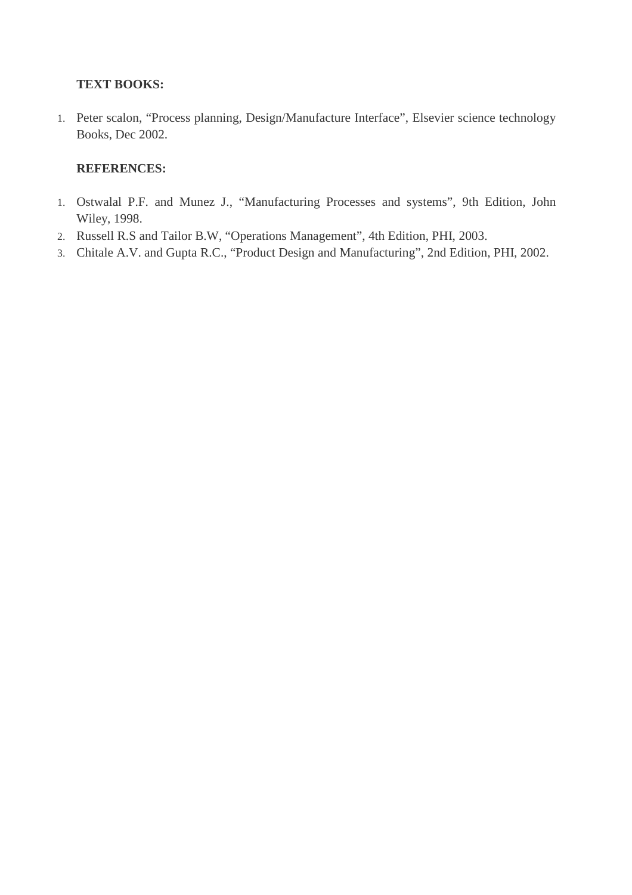**TEXT BOOKS:**

1. Peter scalon, “Process planning, Design/Manufacture Interface”, Elsevier science technology Books, Dec 2002.

**REFERENCES:**

1. Ostwalal P.F. and Munez J., “Manufacturing Processes and systems”, 9th Edition, John Wiley, 1998.
2. Russell R.S and Tailor B.W, “Operations Management”, 4th Edition, PHI, 2003.
3. Chitale A.V. and Gupta R.C., “Product Design and Manufacturing”, 2nd Edition, PHI, 2002.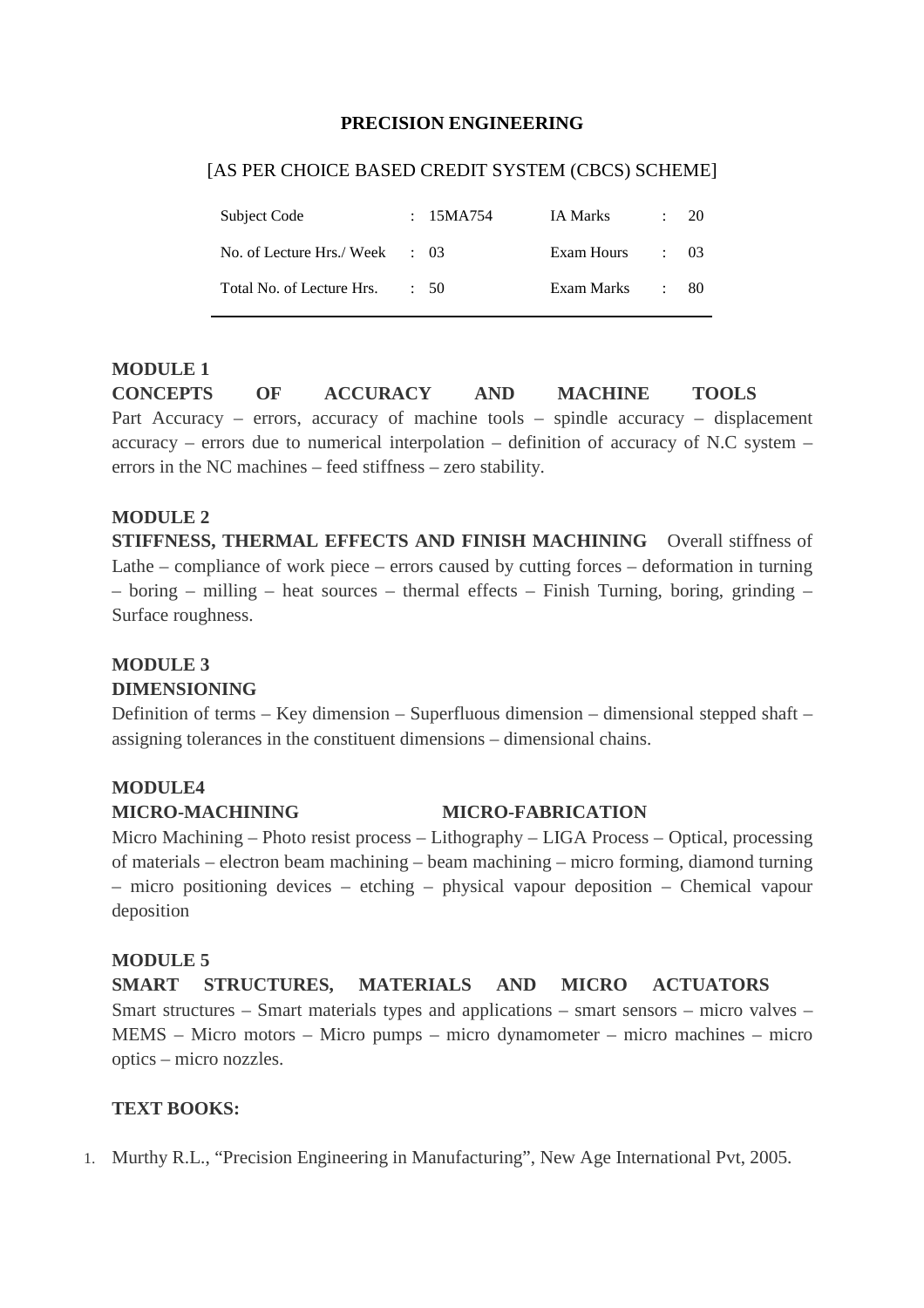# PRECISION ENGINEERING

[AS PER CHOICE BASED CREDIT SYSTEM (CBCS) SCHEME]

| Subject Code | : 15MA754 | IA Marks | : 20 |
|---|---|---|---|
| No. of Lecture Hrs./ Week | : 03 | Exam Hours | : 03 |
| Total No. of Lecture Hrs. | : 50 | Exam Marks | : 80 |

**MODULE 1**

**CONCEPTS OF ACCURACY AND MACHINE TOOLS**

Part Accuracy – errors, accuracy of machine tools – spindle accuracy – displacement accuracy – errors due to numerical interpolation – definition of accuracy of N.C system – errors in the NC machines – feed stiffness – zero stability.

**MODULE 2**

**STIFFNESS, THERMAL EFFECTS AND FINISH MACHINING** Overall stiffness of Lathe – compliance of work piece – errors caused by cutting forces – deformation in turning – boring – milling – heat sources – thermal effects – Finish Turning, boring, grinding – Surface roughness.

**MODULE 3**

**DIMENSIONING**

Definition of terms – Key dimension – Superfluous dimension – dimensional stepped shaft – assigning tolerances in the constituent dimensions – dimensional chains.

**MODULE4**

**MICRO-MACHINING MICRO-FABRICATION**

Micro Machining – Photo resist process – Lithography – LIGA Process – Optical, processing of materials – electron beam machining – beam machining – micro forming, diamond turning – micro positioning devices – etching – physical vapour deposition – Chemical vapour deposition

**MODULE 5**

**SMART STRUCTURES, MATERIALS AND MICRO ACTUATORS**

Smart structures – Smart materials types and applications – smart sensors – micro valves – MEMS – Micro motors – Micro pumps – micro dynamometer – micro machines – micro optics – micro nozzles.

**TEXT BOOKS:**

1. Murthy R.L., "Precision Engineering in Manufacturing", New Age International Pvt, 2005.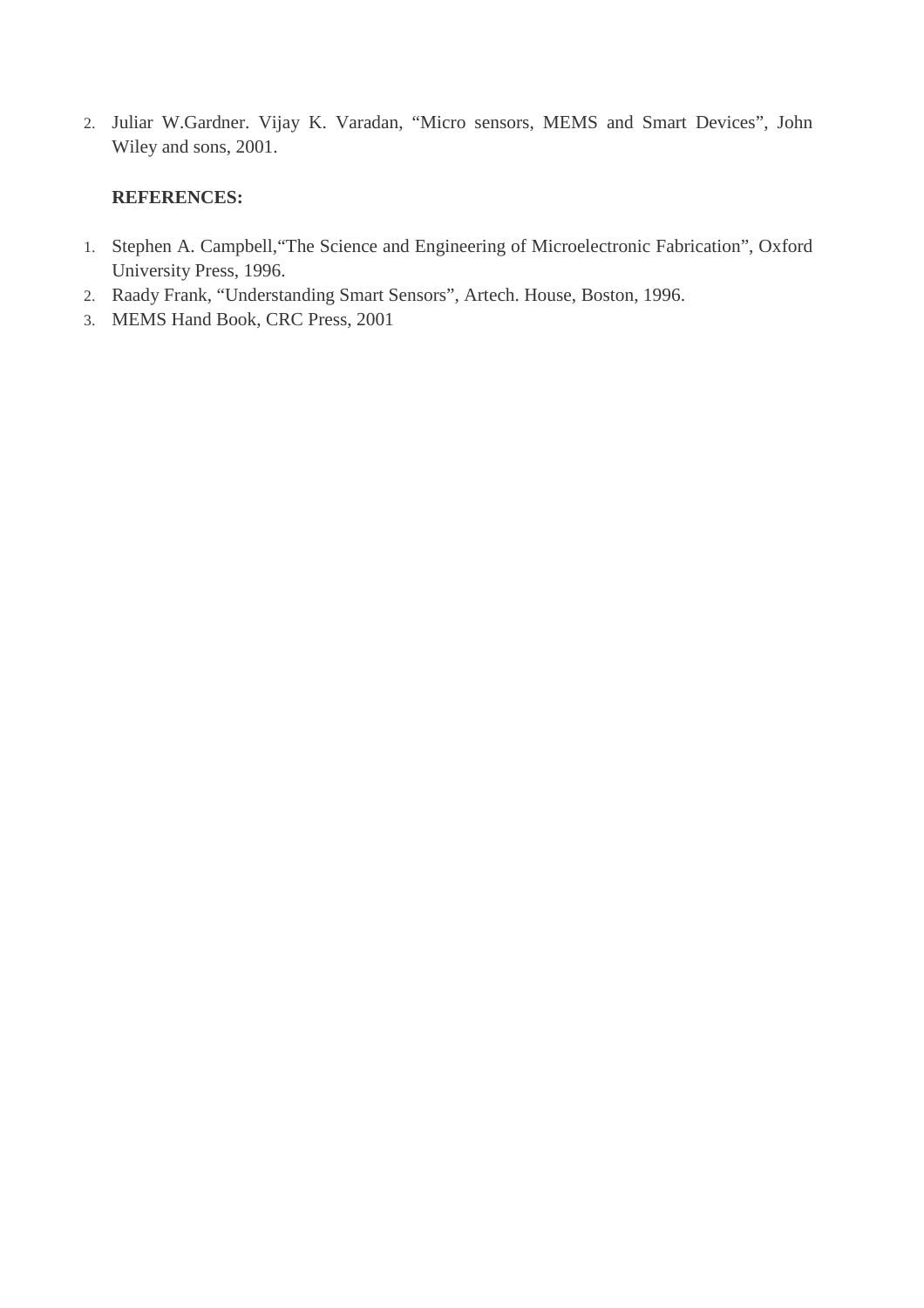2. Juliar W.Gardner. Vijay K. Varadan, “Micro sensors, MEMS and Smart Devices”, John Wiley and sons, 2001.

**REFERENCES:**

1. Stephen A. Campbell,“The Science and Engineering of Microelectronic Fabrication”, Oxford University Press, 1996.
2. Raady Frank, “Understanding Smart Sensors”, Artech. House, Boston, 1996.
3. MEMS Hand Book, CRC Press, 2001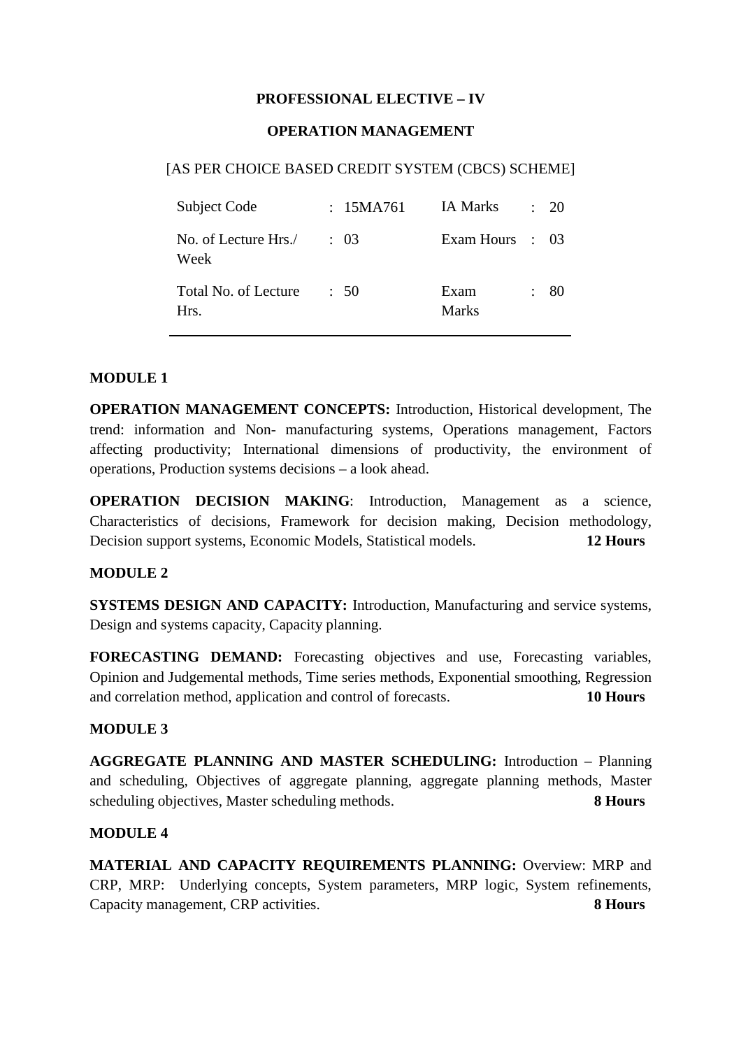**PROFESSIONAL ELECTIVE – IV**

**OPERATION MANAGEMENT**

[AS PER CHOICE BASED CREDIT SYSTEM (CBCS) SCHEME]

| | | | |
|---|---|---|---|
| Subject Code | : 15MA761 | IA Marks | : 20 |
| No. of Lecture Hrs./ Week | : 03 | Exam Hours | : 03 |
| Total No. of Lecture Hrs. | : 50 | Exam Marks | : 80 |

**MODULE 1**

**OPERATION MANAGEMENT CONCEPTS:** Introduction, Historical development, The trend: information and Non- manufacturing systems, Operations management, Factors affecting productivity; International dimensions of productivity, the environment of operations, Production systems decisions – a look ahead.

**OPERATION DECISION MAKING**: Introduction, Management as a science, Characteristics of decisions, Framework for decision making, Decision methodology, Decision support systems, Economic Models, Statistical models. **12 Hours**

**MODULE 2**

**SYSTEMS DESIGN AND CAPACITY:** Introduction, Manufacturing and service systems, Design and systems capacity, Capacity planning.

**FORECASTING DEMAND:** Forecasting objectives and use, Forecasting variables, Opinion and Judgemental methods, Time series methods, Exponential smoothing, Regression and correlation method, application and control of forecasts. **10 Hours**

**MODULE 3**

**AGGREGATE PLANNING AND MASTER SCHEDULING:** Introduction – Planning and scheduling, Objectives of aggregate planning, aggregate planning methods, Master scheduling objectives, Master scheduling methods. **8 Hours**

**MODULE 4**

**MATERIAL AND CAPACITY REQUIREMENTS PLANNING:** Overview: MRP and CRP, MRP: Underlying concepts, System parameters, MRP logic, System refinements, Capacity management, CRP activities. **8 Hours**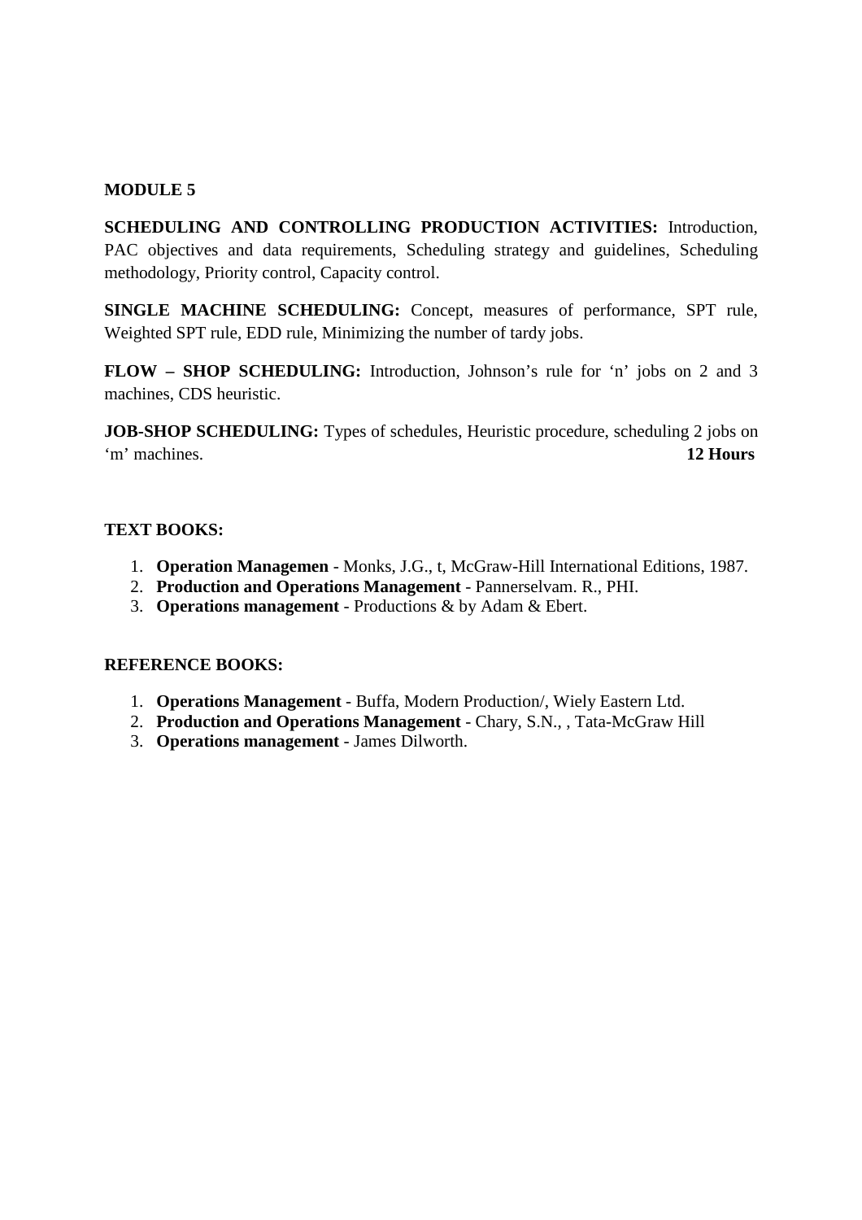**MODULE 5**

**SCHEDULING AND CONTROLLING PRODUCTION ACTIVITIES:** Introduction, PAC objectives and data requirements, Scheduling strategy and guidelines, Scheduling methodology, Priority control, Capacity control.

**SINGLE MACHINE SCHEDULING:** Concept, measures of performance, SPT rule, Weighted SPT rule, EDD rule, Minimizing the number of tardy jobs.

**FLOW – SHOP SCHEDULING:** Introduction, Johnson's rule for 'n' jobs on 2 and 3 machines, CDS heuristic.

**JOB-SHOP SCHEDULING:** Types of schedules, Heuristic procedure, scheduling 2 jobs on 'm' machines. **12 Hours**

**TEXT BOOKS:**

1. **Operation Managemen** - Monks, J.G., t, McGraw-Hill International Editions, 1987.
2. **Production and Operations Management** - Pannerselvam. R., PHI.
3. **Operations management** - Productions & by Adam & Ebert.

**REFERENCE BOOKS:**

1. **Operations Management** - Buffa, Modern Production/, Wiely Eastern Ltd.
2. **Production and Operations Management** - Chary, S.N., , Tata-McGraw Hill
3. **Operations management** - James Dilworth.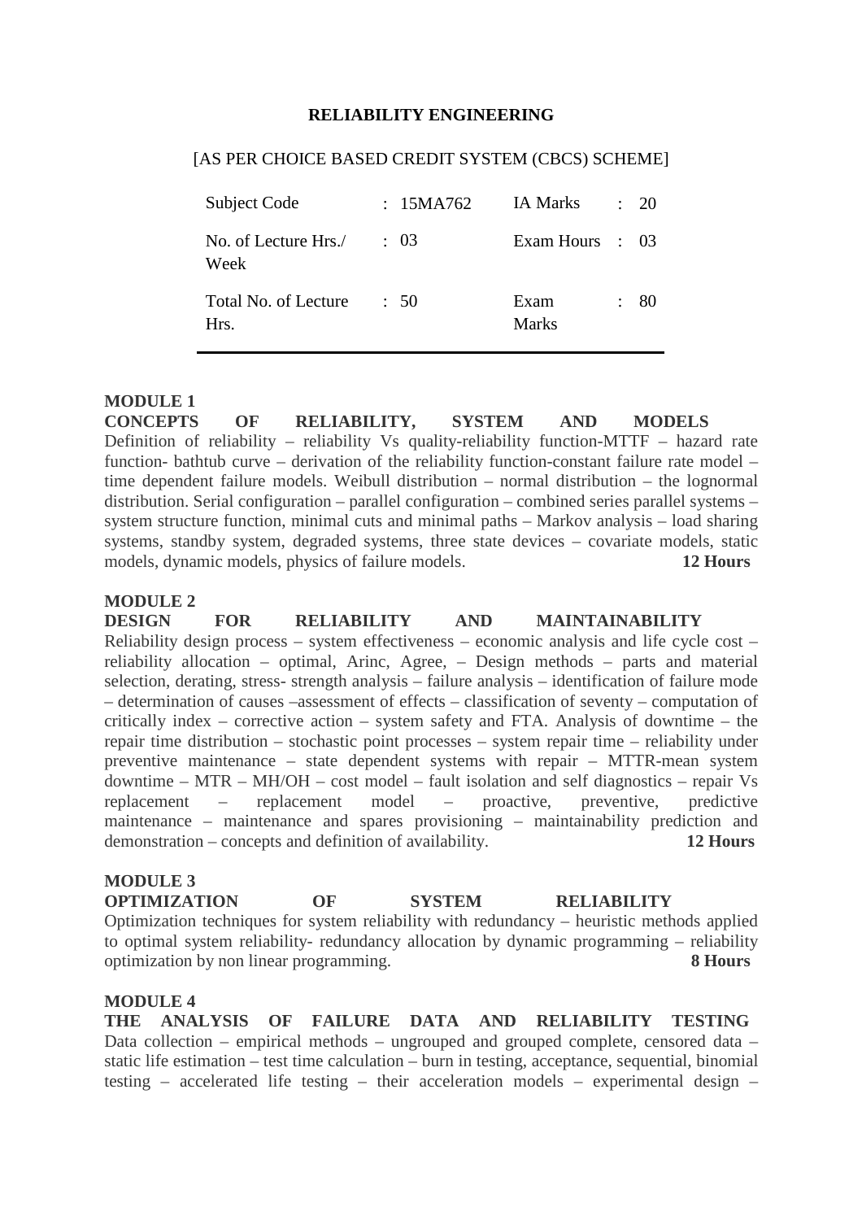**RELIABILITY ENGINEERING**

[AS PER CHOICE BASED CREDIT SYSTEM (CBCS) SCHEME]

| Subject Code | : 15MA762 | IA Marks | : 20 |
|---|---|---|---|
| No. of Lecture Hrs./ Week | : 03 | Exam Hours | : 03 |
| Total No. of Lecture Hrs. | : 50 | Exam Marks | : 80 |

**MODULE 1**

**CONCEPTS OF RELIABILITY, SYSTEM AND MODELS**

Definition of reliability – reliability Vs quality-reliability function-MTTF – hazard rate function- bathtub curve – derivation of the reliability function-constant failure rate model – time dependent failure models. Weibull distribution – normal distribution – the lognormal distribution. Serial configuration – parallel configuration – combined series parallel systems – system structure function, minimal cuts and minimal paths – Markov analysis – load sharing systems, standby system, degraded systems, three state devices – covariate models, static models, dynamic models, physics of failure models. **12 Hours**

**MODULE 2**

**DESIGN FOR RELIABILITY AND MAINTAINABILITY**

Reliability design process – system effectiveness – economic analysis and life cycle cost – reliability allocation – optimal, Arinc, Agree, – Design methods – parts and material selection, derating, stress- strength analysis – failure analysis – identification of failure mode – determination of causes –assessment of effects – classification of seventy – computation of critically index – corrective action – system safety and FTA. Analysis of downtime – the repair time distribution – stochastic point processes – system repair time – reliability under preventive maintenance – state dependent systems with repair – MTTR-mean system downtime – MTR – MH/OH – cost model – fault isolation and self diagnostics – repair Vs replacement – replacement model – proactive, preventive, predictive maintenance – maintenance and spares provisioning – maintainability prediction and demonstration – concepts and definition of availability. **12 Hours**

**MODULE 3**

**OPTIMIZATION OF SYSTEM RELIABILITY**

Optimization techniques for system reliability with redundancy – heuristic methods applied to optimal system reliability- redundancy allocation by dynamic programming – reliability optimization by non linear programming. **8 Hours**

**MODULE 4**

**THE ANALYSIS OF FAILURE DATA AND RELIABILITY TESTING**

Data collection – empirical methods – ungrouped and grouped complete, censored data – static life estimation – test time calculation – burn in testing, acceptance, sequential, binomial testing – accelerated life testing – their acceleration models – experimental design –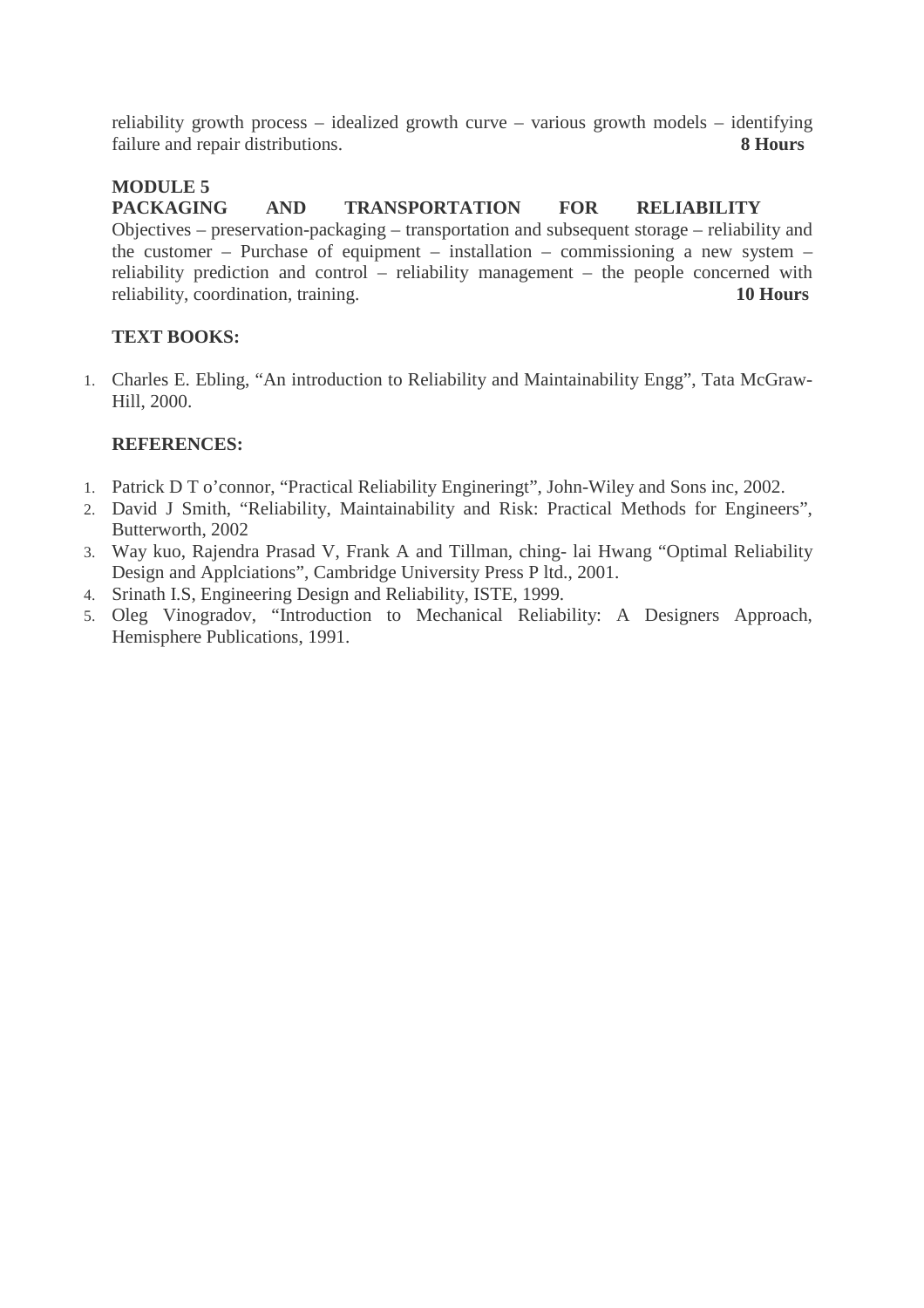reliability growth process – idealized growth curve – various growth models – identifying failure and repair distributions. **8 Hours**

**MODULE 5**

**PACKAGING AND TRANSPORTATION FOR RELIABILITY**

Objectives – preservation-packaging – transportation and subsequent storage – reliability and the customer – Purchase of equipment – installation – commissioning a new system – reliability prediction and control – reliability management – the people concerned with reliability, coordination, training. **10 Hours**

**TEXT BOOKS:**

1. Charles E. Ebling, "An introduction to Reliability and Maintainability Engg", Tata McGraw-Hill, 2000.

**REFERENCES:**

1. Patrick D T o'connor, "Practical Reliability Engineringt", John-Wiley and Sons inc, 2002.
2. David J Smith, "Reliability, Maintainability and Risk: Practical Methods for Engineers", Butterworth, 2002
3. Way kuo, Rajendra Prasad V, Frank A and Tillman, ching- lai Hwang "Optimal Reliability Design and Applciations", Cambridge University Press P ltd., 2001.
4. Srinath I.S, Engineering Design and Reliability, ISTE, 1999.
5. Oleg Vinogradov, "Introduction to Mechanical Reliability: A Designers Approach, Hemisphere Publications, 1991.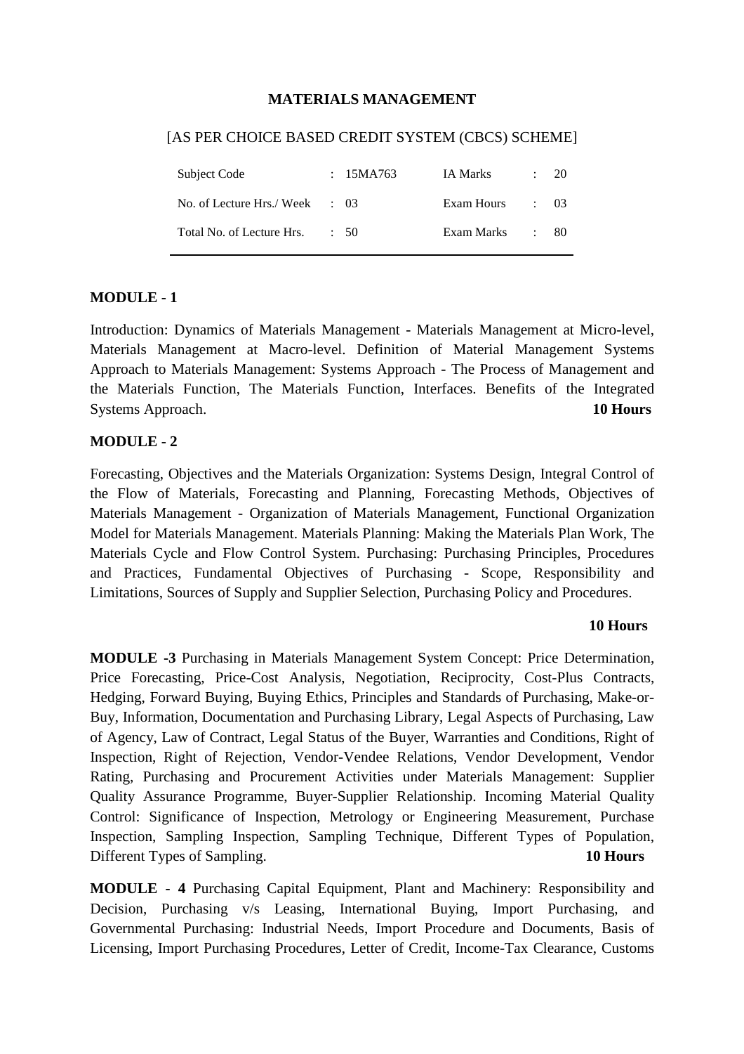# MATERIALS MANAGEMENT

[AS PER CHOICE BASED CREDIT SYSTEM (CBCS) SCHEME]

| | | | |
|---|---|---|---|
| Subject Code | : 15MA763 | IA Marks | : 20 |
| No. of Lecture Hrs./ Week | : 03 | Exam Hours | : 03 |
| Total No. of Lecture Hrs. | : 50 | Exam Marks | : 80 |

**MODULE - 1**

Introduction: Dynamics of Materials Management - Materials Management at Micro-level, Materials Management at Macro-level. Definition of Material Management Systems Approach to Materials Management: Systems Approach - The Process of Management and the Materials Function, The Materials Function, Interfaces. Benefits of the Integrated Systems Approach. **10 Hours**

**MODULE - 2**

Forecasting, Objectives and the Materials Organization: Systems Design, Integral Control of the Flow of Materials, Forecasting and Planning, Forecasting Methods, Objectives of Materials Management - Organization of Materials Management, Functional Organization Model for Materials Management. Materials Planning: Making the Materials Plan Work, The Materials Cycle and Flow Control System. Purchasing: Purchasing Principles, Procedures and Practices, Fundamental Objectives of Purchasing - Scope, Responsibility and Limitations, Sources of Supply and Supplier Selection, Purchasing Policy and Procedures.

**10 Hours**

**MODULE -3** Purchasing in Materials Management System Concept: Price Determination, Price Forecasting, Price-Cost Analysis, Negotiation, Reciprocity, Cost-Plus Contracts, Hedging, Forward Buying, Buying Ethics, Principles and Standards of Purchasing, Make-or-Buy, Information, Documentation and Purchasing Library, Legal Aspects of Purchasing, Law of Agency, Law of Contract, Legal Status of the Buyer, Warranties and Conditions, Right of Inspection, Right of Rejection, Vendor-Vendee Relations, Vendor Development, Vendor Rating, Purchasing and Procurement Activities under Materials Management: Supplier Quality Assurance Programme, Buyer-Supplier Relationship. Incoming Material Quality Control: Significance of Inspection, Metrology or Engineering Measurement, Purchase Inspection, Sampling Inspection, Sampling Technique, Different Types of Population, Different Types of Sampling. **10 Hours**

**MODULE - 4** Purchasing Capital Equipment, Plant and Machinery: Responsibility and Decision, Purchasing v/s Leasing, International Buying, Import Purchasing, and Governmental Purchasing: Industrial Needs, Import Procedure and Documents, Basis of Licensing, Import Purchasing Procedures, Letter of Credit, Income-Tax Clearance, Customs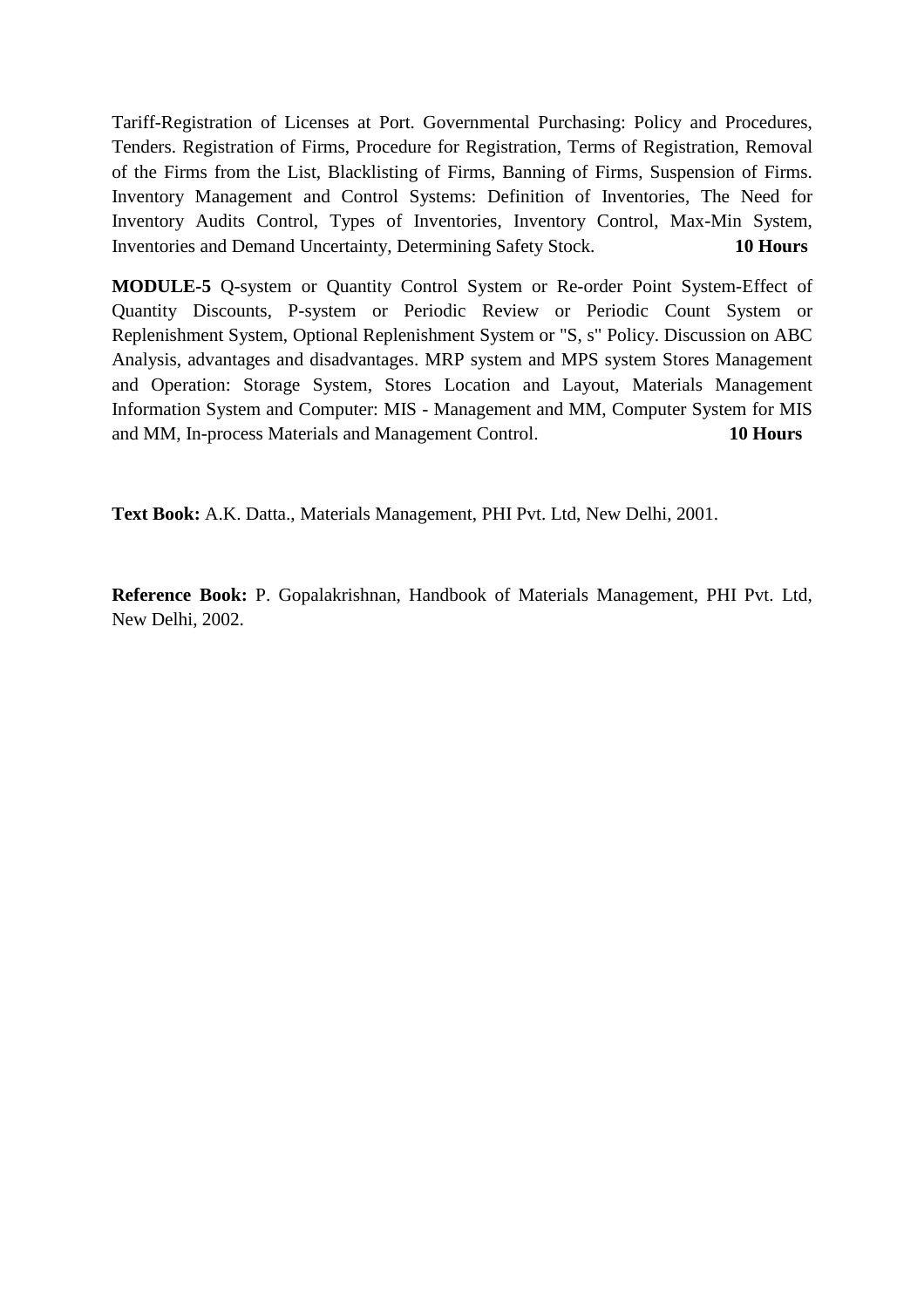Tariff-Registration of Licenses at Port. Governmental Purchasing: Policy and Procedures, Tenders. Registration of Firms, Procedure for Registration, Terms of Registration, Removal of the Firms from the List, Blacklisting of Firms, Banning of Firms, Suspension of Firms. Inventory Management and Control Systems: Definition of Inventories, The Need for Inventory Audits Control, Types of Inventories, Inventory Control, Max-Min System, Inventories and Demand Uncertainty, Determining Safety Stock. **10 Hours**

**MODULE-5** Q-system or Quantity Control System or Re-order Point System-Effect of Quantity Discounts, P-system or Periodic Review or Periodic Count System or Replenishment System, Optional Replenishment System or "S, s" Policy. Discussion on ABC Analysis, advantages and disadvantages. MRP system and MPS system Stores Management and Operation: Storage System, Stores Location and Layout, Materials Management Information System and Computer: MIS - Management and MM, Computer System for MIS and MM, In-process Materials and Management Control. **10 Hours**

**Text Book:** A.K. Datta., Materials Management, PHI Pvt. Ltd, New Delhi, 2001.

**Reference Book:** P. Gopalakrishnan, Handbook of Materials Management, PHI Pvt. Ltd, New Delhi, 2002.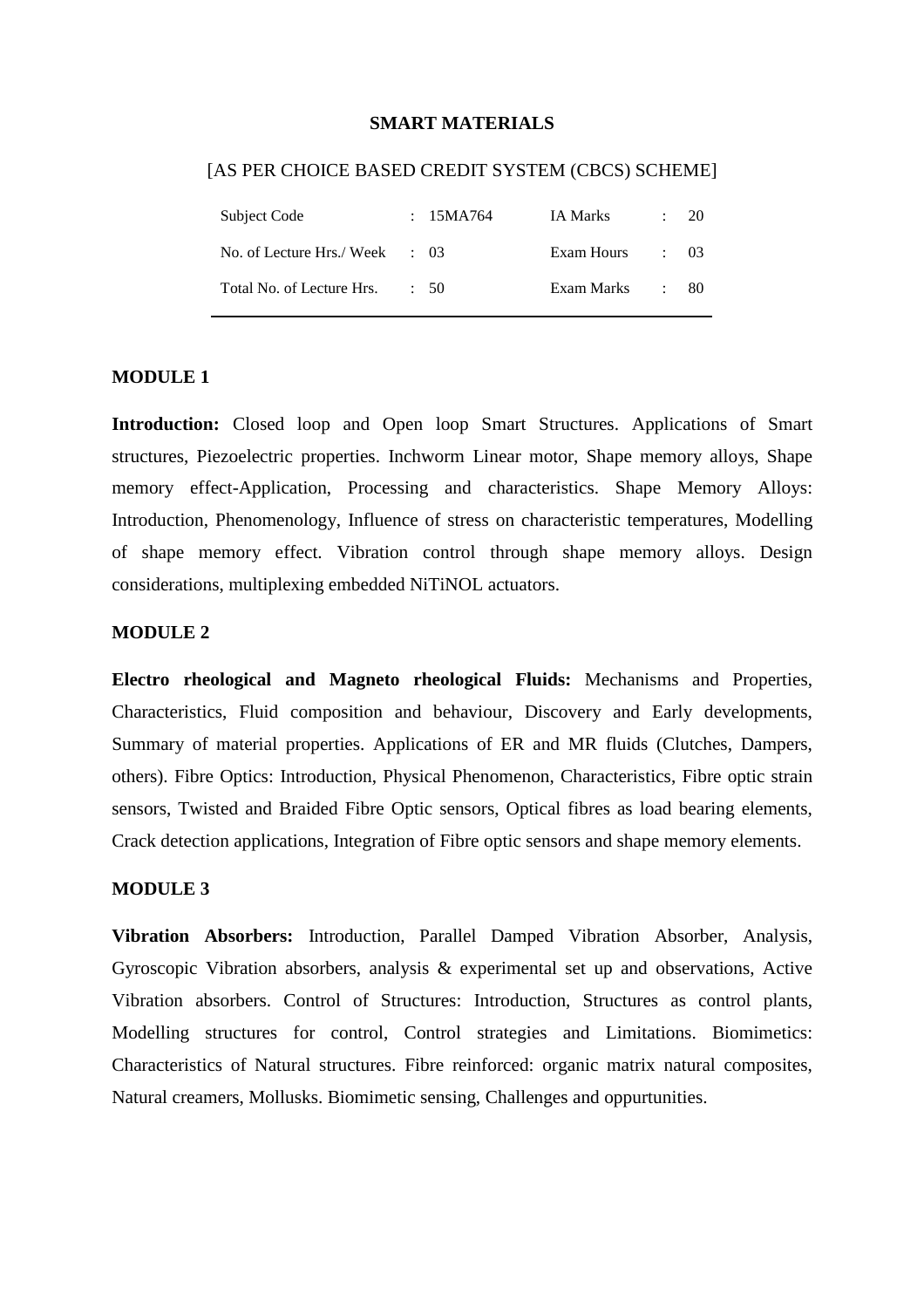## SMART MATERIALS

[AS PER CHOICE BASED CREDIT SYSTEM (CBCS) SCHEME]

| | | | |
|---|---|---|---|
| Subject Code | : 15MA764 | IA Marks | : 20 |
| No. of Lecture Hrs./ Week | : 03 | Exam Hours | : 03 |
| Total No. of Lecture Hrs. | : 50 | Exam Marks | : 80 |

### MODULE 1

**Introduction:** Closed loop and Open loop Smart Structures. Applications of Smart structures, Piezoelectric properties. Inchworm Linear motor, Shape memory alloys, Shape memory effect-Application, Processing and characteristics. Shape Memory Alloys: Introduction, Phenomenology, Influence of stress on characteristic temperatures, Modelling of shape memory effect. Vibration control through shape memory alloys. Design considerations, multiplexing embedded NiTiNOL actuators.

### MODULE 2

**Electro rheological and Magneto rheological Fluids:** Mechanisms and Properties, Characteristics, Fluid composition and behaviour, Discovery and Early developments, Summary of material properties. Applications of ER and MR fluids (Clutches, Dampers, others). Fibre Optics: Introduction, Physical Phenomenon, Characteristics, Fibre optic strain sensors, Twisted and Braided Fibre Optic sensors, Optical fibres as load bearing elements, Crack detection applications, Integration of Fibre optic sensors and shape memory elements.

### MODULE 3

**Vibration Absorbers:** Introduction, Parallel Damped Vibration Absorber, Analysis, Gyroscopic Vibration absorbers, analysis & experimental set up and observations, Active Vibration absorbers. Control of Structures: Introduction, Structures as control plants, Modelling structures for control, Control strategies and Limitations. Biomimetics: Characteristics of Natural structures. Fibre reinforced: organic matrix natural composites, Natural creamers, Mollusks. Biomimetic sensing, Challenges and oppurtunities.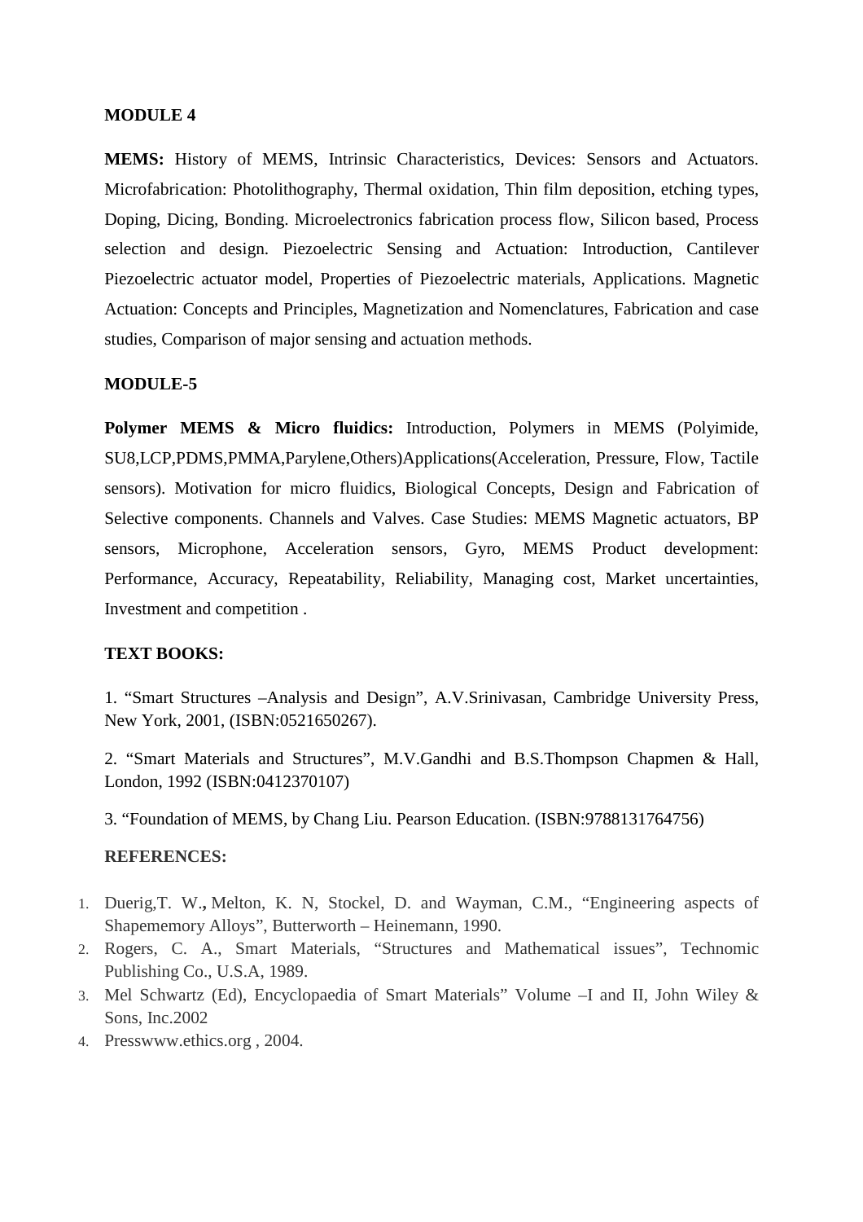**MODULE 4**

**MEMS:** History of MEMS, Intrinsic Characteristics, Devices: Sensors and Actuators. Microfabrication: Photolithography, Thermal oxidation, Thin film deposition, etching types, Doping, Dicing, Bonding. Microelectronics fabrication process flow, Silicon based, Process selection and design. Piezoelectric Sensing and Actuation: Introduction, Cantilever Piezoelectric actuator model, Properties of Piezoelectric materials, Applications. Magnetic Actuation: Concepts and Principles, Magnetization and Nomenclatures, Fabrication and case studies, Comparison of major sensing and actuation methods.

**MODULE-5**

**Polymer MEMS & Micro fluidics:** Introduction, Polymers in MEMS (Polyimide, SU8,LCP,PDMS,PMMA,Parylene,Others)Applications(Acceleration, Pressure, Flow, Tactile sensors). Motivation for micro fluidics, Biological Concepts, Design and Fabrication of Selective components. Channels and Valves. Case Studies: MEMS Magnetic actuators, BP sensors, Microphone, Acceleration sensors, Gyro, MEMS Product development: Performance, Accuracy, Repeatability, Reliability, Managing cost, Market uncertainties, Investment and competition .

**TEXT BOOKS:**

1. "Smart Structures –Analysis and Design", A.V.Srinivasan, Cambridge University Press, New York, 2001, (ISBN:0521650267).

2. "Smart Materials and Structures", M.V.Gandhi and B.S.Thompson Chapmen & Hall, London, 1992 (ISBN:0412370107)

3. "Foundation of MEMS, by Chang Liu. Pearson Education. (ISBN:9788131764756)

**REFERENCES:**

1. Duerig,T. W., Melton, K. N, Stockel, D. and Wayman, C.M., "Engineering aspects of Shapememory Alloys", Butterworth – Heinemann, 1990.
2. Rogers, C. A., Smart Materials, "Structures and Mathematical issues", Technomic Publishing Co., U.S.A, 1989.
3. Mel Schwartz (Ed), Encyclopaedia of Smart Materials" Volume –I and II, John Wiley & Sons, Inc.2002
4. Presswww.ethics.org , 2004.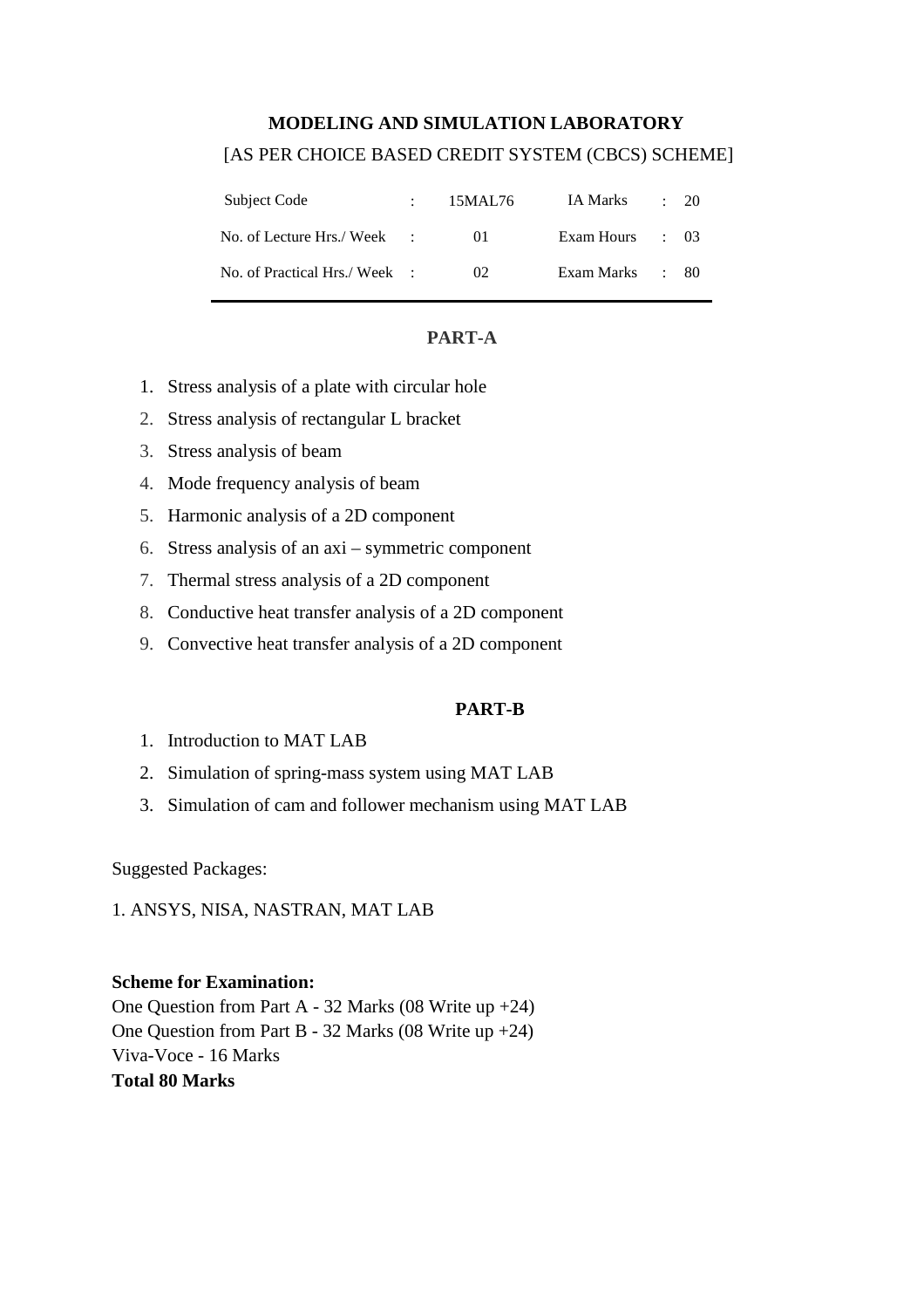# MODELING AND SIMULATION LABORATORY

[AS PER CHOICE BASED CREDIT SYSTEM (CBCS) SCHEME]

| | | | | | |
|---|---|---|---|---|---|
| Subject Code | : | 15MAL76 | IA Marks | : | 20 |
| No. of Lecture Hrs./ Week | : | 01 | Exam Hours | : | 03 |
| No. of Practical Hrs./ Week | : | 02 | Exam Marks | : | 80 |

## PART-A

1. Stress analysis of a plate with circular hole
2. Stress analysis of rectangular L bracket
3. Stress analysis of beam
4. Mode frequency analysis of beam
5. Harmonic analysis of a 2D component
6. Stress analysis of an axi – symmetric component
7. Thermal stress analysis of a 2D component
8. Conductive heat transfer analysis of a 2D component
9. Convective heat transfer analysis of a 2D component

## PART-B

1. Introduction to MAT LAB
2. Simulation of spring-mass system using MAT LAB
3. Simulation of cam and follower mechanism using MAT LAB

Suggested Packages:

1. ANSYS, NISA, NASTRAN, MAT LAB

**Scheme for Examination:**

One Question from Part A - 32 Marks (08 Write up +24)
One Question from Part B - 32 Marks (08 Write up +24)
Viva-Voce - 16 Marks
**Total 80 Marks**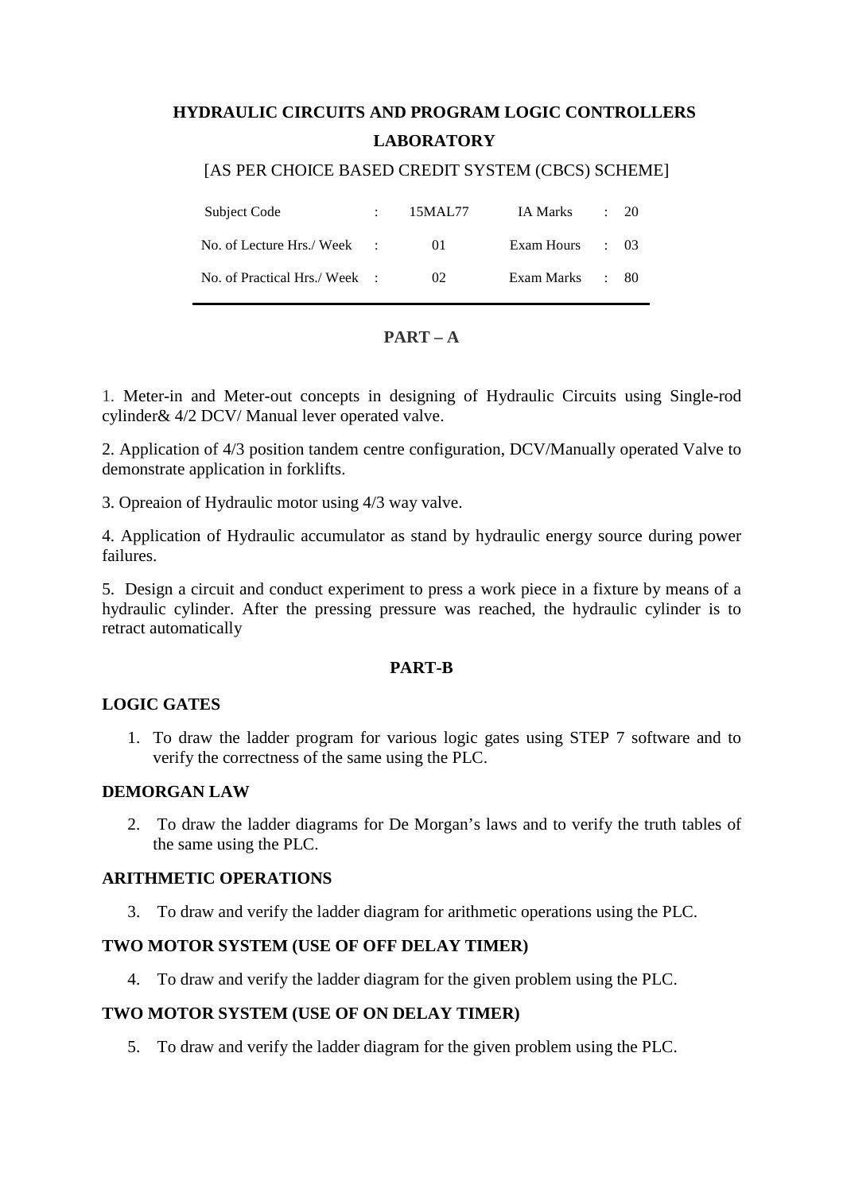# HYDRAULIC CIRCUITS AND PROGRAM LOGIC CONTROLLERS LABORATORY

[AS PER CHOICE BASED CREDIT SYSTEM (CBCS) SCHEME]

| Subject Code | : | 15MAL77 | IA Marks | : | 20 |
|---|---|---|---|---|---|
| No. of Lecture Hrs./ Week | : | 01 | Exam Hours | : | 03 |
| No. of Practical Hrs./ Week | : | 02 | Exam Marks | : | 80 |

## PART – A

1. Meter-in and Meter-out concepts in designing of Hydraulic Circuits using Single-rod cylinder& 4/2 DCV/ Manual lever operated valve.

2. Application of 4/3 position tandem centre configuration, DCV/Manually operated Valve to demonstrate application in forklifts.

3. Opreaion of Hydraulic motor using 4/3 way valve.

4. Application of Hydraulic accumulator as stand by hydraulic energy source during power failures.

5. Design a circuit and conduct experiment to press a work piece in a fixture by means of a hydraulic cylinder. After the pressing pressure was reached, the hydraulic cylinder is to retract automatically

## PART-B

### LOGIC GATES

1. To draw the ladder program for various logic gates using STEP 7 software and to verify the correctness of the same using the PLC.

### DEMORGAN LAW

2. To draw the ladder diagrams for De Morgan's laws and to verify the truth tables of the same using the PLC.

### ARITHMETIC OPERATIONS

3. To draw and verify the ladder diagram for arithmetic operations using the PLC.

### TWO MOTOR SYSTEM (USE OF OFF DELAY TIMER)

4. To draw and verify the ladder diagram for the given problem using the PLC.

### TWO MOTOR SYSTEM (USE OF ON DELAY TIMER)

5. To draw and verify the ladder diagram for the given problem using the PLC.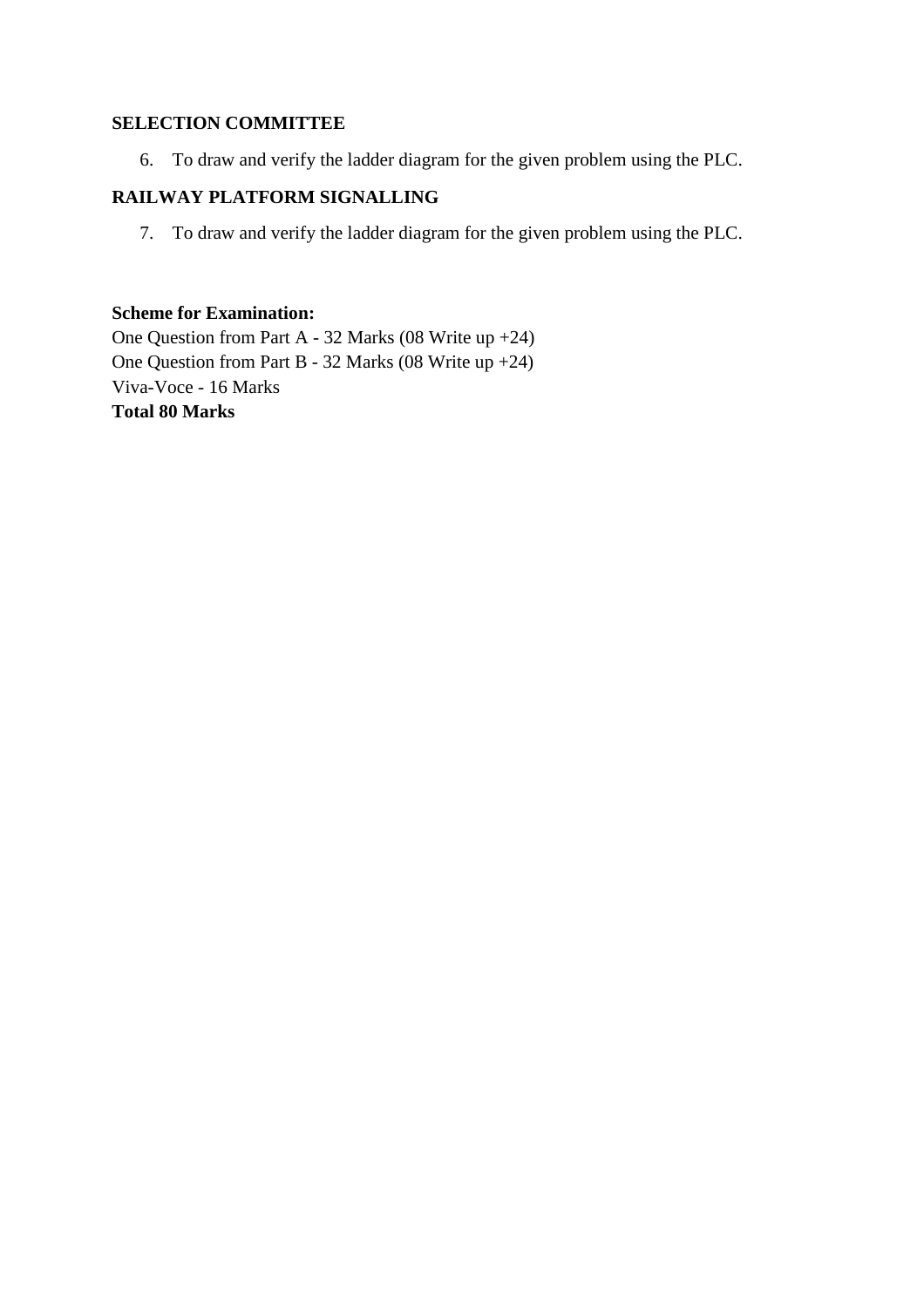**SELECTION COMMITTEE**

6. To draw and verify the ladder diagram for the given problem using the PLC.

**RAILWAY PLATFORM SIGNALLING**

7. To draw and verify the ladder diagram for the given problem using the PLC.

**Scheme for Examination:**
One Question from Part A - 32 Marks (08 Write up +24)
One Question from Part B - 32 Marks (08 Write up +24)
Viva-Voce - 16 Marks
**Total 80 Marks**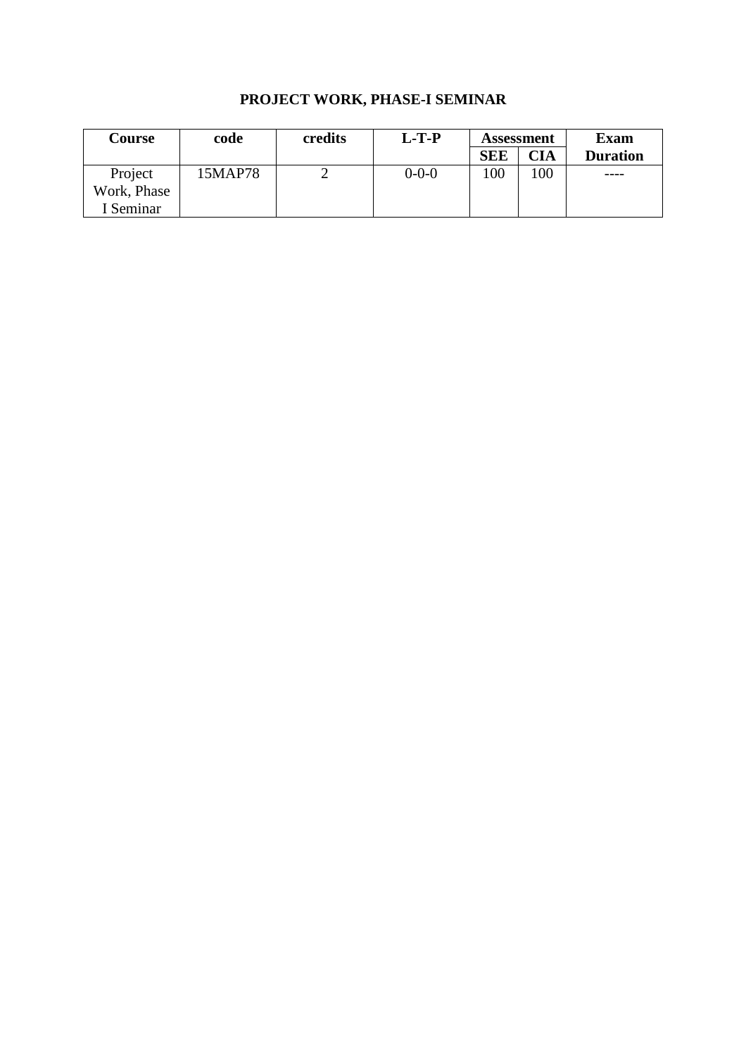# PROJECT WORK, PHASE-I SEMINAR

| Course | code | credits | L-T-P | Assessment | | Exam Duration |
|---|---|---|---|---|---|---|
| | | | | SEE | CIA | |
| Project Work, Phase I Seminar | 15MAP78 | 2 | 0-0-0 | 100 | 100 | ---- |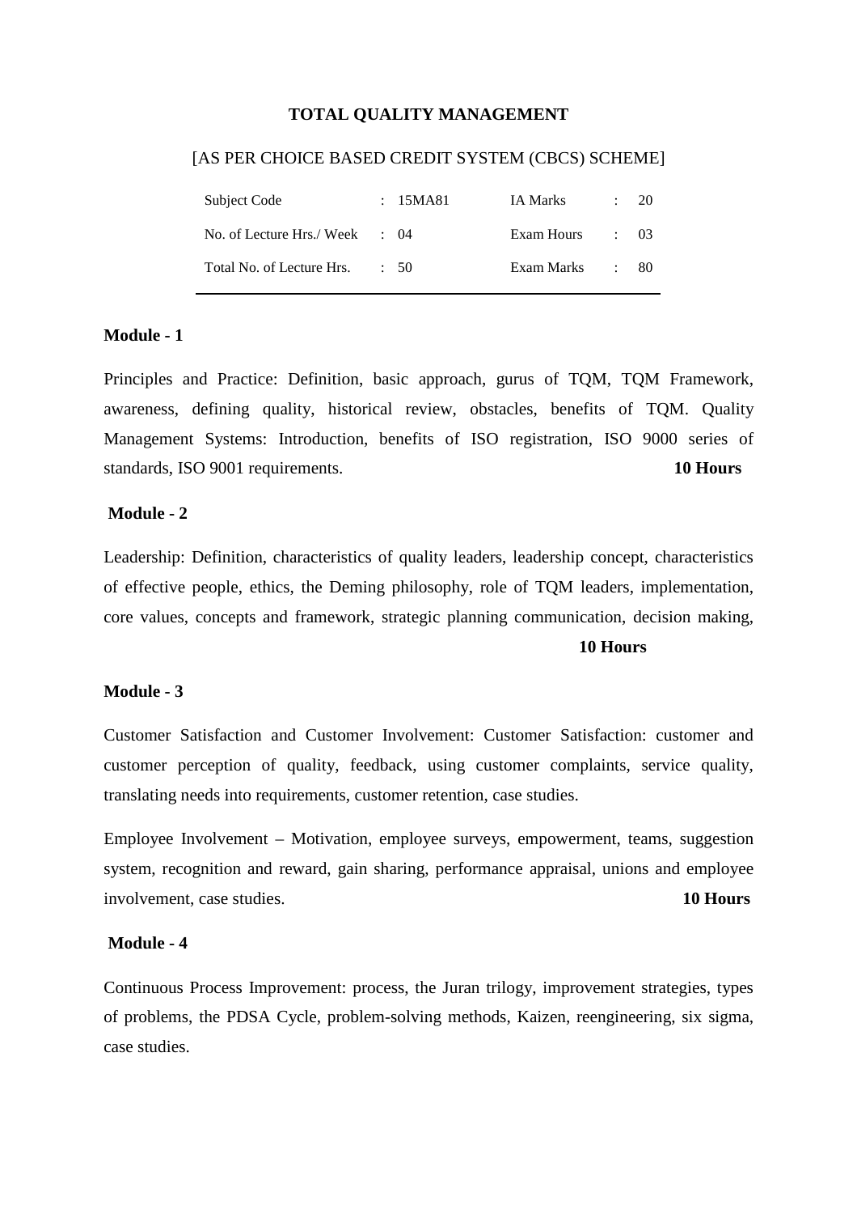**TOTAL QUALITY MANAGEMENT**

[AS PER CHOICE BASED CREDIT SYSTEM (CBCS) SCHEME]

| | | | |
|---|---|---|---|
| Subject Code | : 15MA81 | IA Marks | : 20 |
| No. of Lecture Hrs./ Week | : 04 | Exam Hours | : 03 |
| Total No. of Lecture Hrs. | : 50 | Exam Marks | : 80 |

**Module - 1**

Principles and Practice: Definition, basic approach, gurus of TQM, TQM Framework, awareness, defining quality, historical review, obstacles, benefits of TQM. Quality Management Systems: Introduction, benefits of ISO registration, ISO 9000 series of standards, ISO 9001 requirements. **10 Hours**

**Module - 2**

Leadership: Definition, characteristics of quality leaders, leadership concept, characteristics of effective people, ethics, the Deming philosophy, role of TQM leaders, implementation, core values, concepts and framework, strategic planning communication, decision making, **10 Hours**

**Module - 3**

Customer Satisfaction and Customer Involvement: Customer Satisfaction: customer and customer perception of quality, feedback, using customer complaints, service quality, translating needs into requirements, customer retention, case studies.

Employee Involvement – Motivation, employee surveys, empowerment, teams, suggestion system, recognition and reward, gain sharing, performance appraisal, unions and employee involvement, case studies. **10 Hours**

**Module - 4**

Continuous Process Improvement: process, the Juran trilogy, improvement strategies, types of problems, the PDSA Cycle, problem-solving methods, Kaizen, reengineering, six sigma, case studies.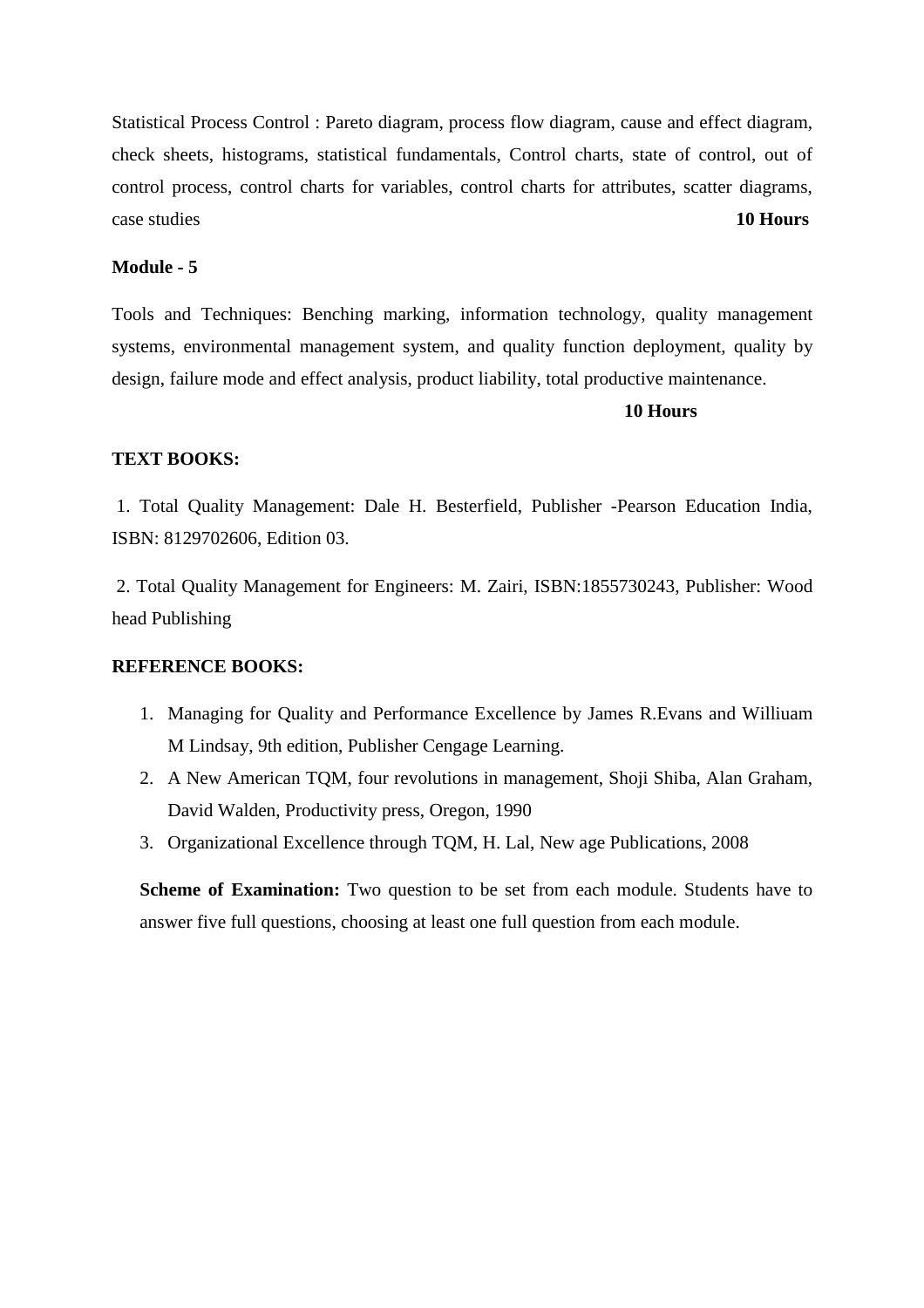Statistical Process Control : Pareto diagram, process flow diagram, cause and effect diagram, check sheets, histograms, statistical fundamentals, Control charts, state of control, out of control process, control charts for variables, control charts for attributes, scatter diagrams, case studies **10 Hours**

**Module - 5**

Tools and Techniques: Benching marking, information technology, quality management systems, environmental management system, and quality function deployment, quality by design, failure mode and effect analysis, product liability, total productive maintenance.

**10 Hours**

**TEXT BOOKS:**

1. Total Quality Management: Dale H. Besterfield, Publisher -Pearson Education India, ISBN: 8129702606, Edition 03.

2. Total Quality Management for Engineers: M. Zairi, ISBN:1855730243, Publisher: Wood head Publishing

**REFERENCE BOOKS:**

1. Managing for Quality and Performance Excellence by James R.Evans and Williuam M Lindsay, 9th edition, Publisher Cengage Learning.
2. A New American TQM, four revolutions in management, Shoji Shiba, Alan Graham, David Walden, Productivity press, Oregon, 1990
3. Organizational Excellence through TQM, H. Lal, New age Publications, 2008

**Scheme of Examination:** Two question to be set from each module. Students have to answer five full questions, choosing at least one full question from each module.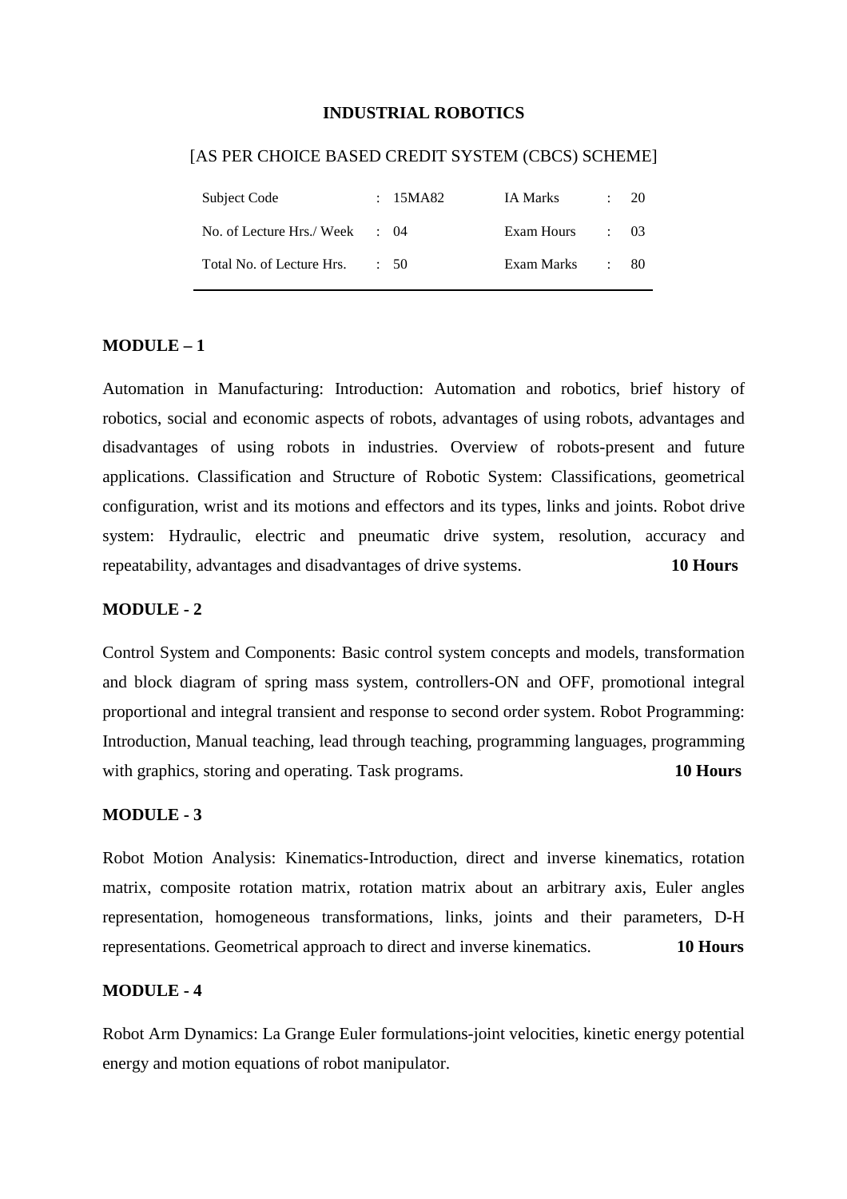## INDUSTRIAL ROBOTICS

[AS PER CHOICE BASED CREDIT SYSTEM (CBCS) SCHEME]

| | | | |
|---|---|---|---|
| Subject Code | : 15MA82 | IA Marks | : 20 |
| No. of Lecture Hrs./ Week | : 04 | Exam Hours | : 03 |
| Total No. of Lecture Hrs. | : 50 | Exam Marks | : 80 |

### MODULE – 1

Automation in Manufacturing: Introduction: Automation and robotics, brief history of robotics, social and economic aspects of robots, advantages of using robots, advantages and disadvantages of using robots in industries. Overview of robots-present and future applications. Classification and Structure of Robotic System: Classifications, geometrical configuration, wrist and its motions and effectors and its types, links and joints. Robot drive system: Hydraulic, electric and pneumatic drive system, resolution, accuracy and repeatability, advantages and disadvantages of drive systems. **10 Hours**

### MODULE - 2

Control System and Components: Basic control system concepts and models, transformation and block diagram of spring mass system, controllers-ON and OFF, promotional integral proportional and integral transient and response to second order system. Robot Programming: Introduction, Manual teaching, lead through teaching, programming languages, programming with graphics, storing and operating. Task programs. **10 Hours**

### MODULE - 3

Robot Motion Analysis: Kinematics-Introduction, direct and inverse kinematics, rotation matrix, composite rotation matrix, rotation matrix about an arbitrary axis, Euler angles representation, homogeneous transformations, links, joints and their parameters, D-H representations. Geometrical approach to direct and inverse kinematics. **10 Hours**

### MODULE - 4

Robot Arm Dynamics: La Grange Euler formulations-joint velocities, kinetic energy potential energy and motion equations of robot manipulator.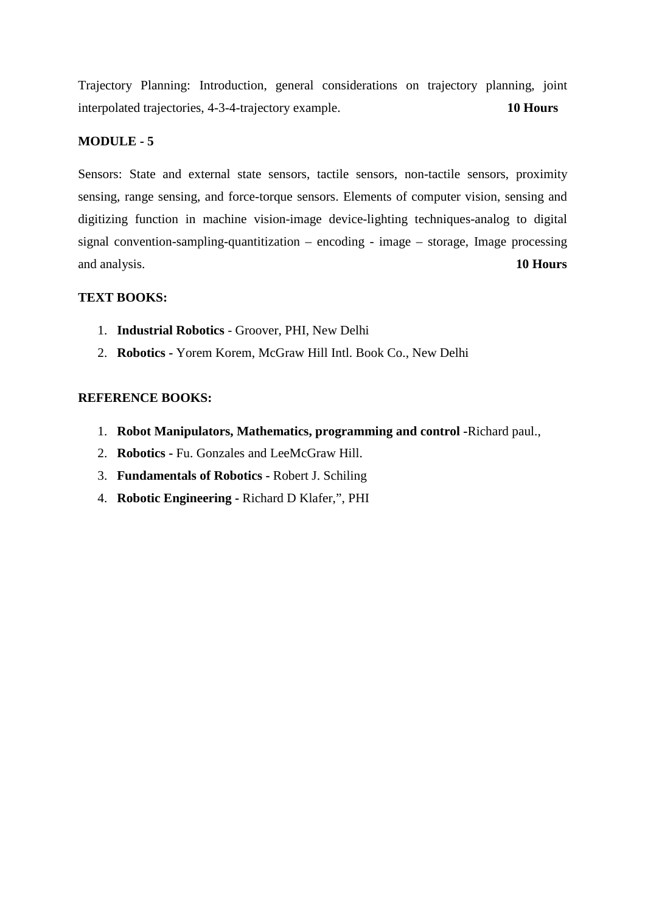Trajectory Planning: Introduction, general considerations on trajectory planning, joint interpolated trajectories, 4-3-4-trajectory example. **10 Hours**

**MODULE - 5**

Sensors: State and external state sensors, tactile sensors, non-tactile sensors, proximity sensing, range sensing, and force-torque sensors. Elements of computer vision, sensing and digitizing function in machine vision-image device-lighting techniques-analog to digital signal convention-sampling-quantitization – encoding - image – storage, Image processing and analysis. **10 Hours**

**TEXT BOOKS:**

1. **Industrial Robotics** - Groover, PHI, New Delhi
2. **Robotics -** Yorem Korem, McGraw Hill Intl. Book Co., New Delhi

**REFERENCE BOOKS:**

1. **Robot Manipulators, Mathematics, programming and control -**Richard paul.,
2. **Robotics -** Fu. Gonzales and LeeMcGraw Hill.
3. **Fundamentals of Robotics -** Robert J. Schiling
4. **Robotic Engineering -** Richard D Klafer,”, PHI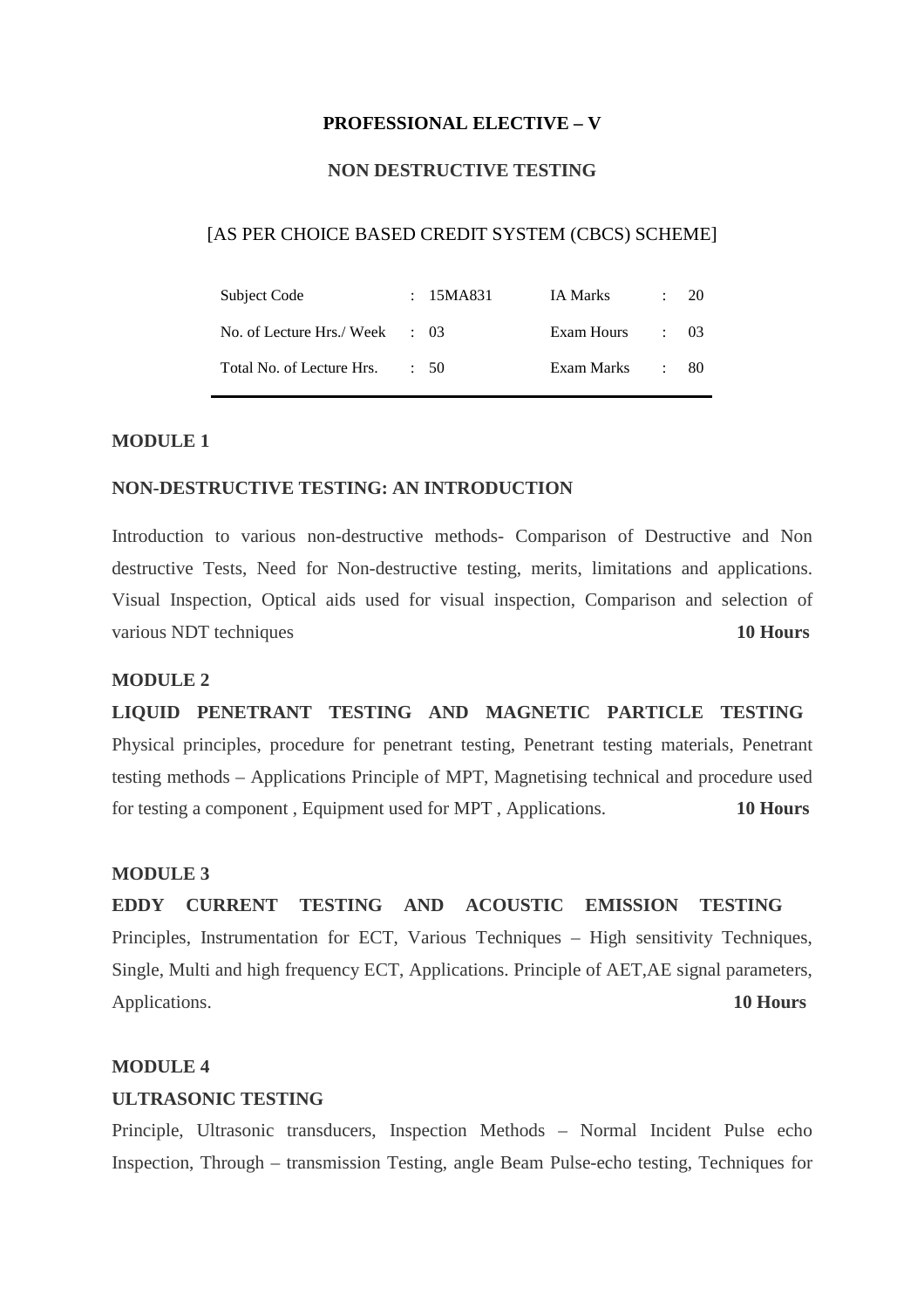**PROFESSIONAL ELECTIVE – V**

**NON DESTRUCTIVE TESTING**

[AS PER CHOICE BASED CREDIT SYSTEM (CBCS) SCHEME]

| | | | |
|---|---|---|---|
| Subject Code | : 15MA831 | IA Marks | : 20 |
| No. of Lecture Hrs./ Week | : 03 | Exam Hours | : 03 |
| Total No. of Lecture Hrs. | : 50 | Exam Marks | : 80 |

**MODULE 1**

**NON-DESTRUCTIVE TESTING: AN INTRODUCTION**

Introduction to various non-destructive methods- Comparison of Destructive and Non destructive Tests, Need for Non-destructive testing, merits, limitations and applications. Visual Inspection, Optical aids used for visual inspection, Comparison and selection of various NDT techniques **10 Hours**

**MODULE 2**

**LIQUID PENETRANT TESTING AND MAGNETIC PARTICLE TESTING**

Physical principles, procedure for penetrant testing, Penetrant testing materials, Penetrant testing methods – Applications Principle of MPT, Magnetising technical and procedure used for testing a component , Equipment used for MPT , Applications. **10 Hours**

**MODULE 3**

**EDDY CURRENT TESTING AND ACOUSTIC EMISSION TESTING**

Principles, Instrumentation for ECT, Various Techniques – High sensitivity Techniques, Single, Multi and high frequency ECT, Applications. Principle of AET,AE signal parameters, Applications. **10 Hours**

**MODULE 4**

**ULTRASONIC TESTING**

Principle, Ultrasonic transducers, Inspection Methods – Normal Incident Pulse echo Inspection, Through – transmission Testing, angle Beam Pulse-echo testing, Techniques for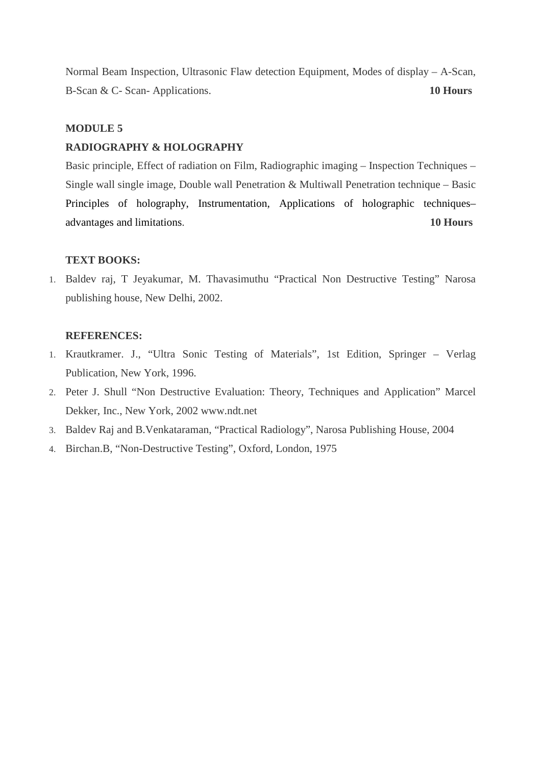Normal Beam Inspection, Ultrasonic Flaw detection Equipment, Modes of display – A-Scan, B-Scan & C- Scan- Applications. **10 Hours**

**MODULE 5**

**RADIOGRAPHY & HOLOGRAPHY**

Basic principle, Effect of radiation on Film, Radiographic imaging – Inspection Techniques – Single wall single image, Double wall Penetration & Multiwall Penetration technique – Basic Principles of holography, Instrumentation, Applications of holographic techniques– advantages and limitations. **10 Hours**

**TEXT BOOKS:**

1. Baldev raj, T Jeyakumar, M. Thavasimuthu “Practical Non Destructive Testing” Narosa publishing house, New Delhi, 2002.

**REFERENCES:**

1. Krautkramer. J., “Ultra Sonic Testing of Materials”, 1st Edition, Springer – Verlag Publication, New York, 1996.
2. Peter J. Shull “Non Destructive Evaluation: Theory, Techniques and Application” Marcel Dekker, Inc., New York, 2002 www.ndt.net
3. Baldev Raj and B.Venkataraman, “Practical Radiology”, Narosa Publishing House, 2004
4. Birchan.B, “Non-Destructive Testing”, Oxford, London, 1975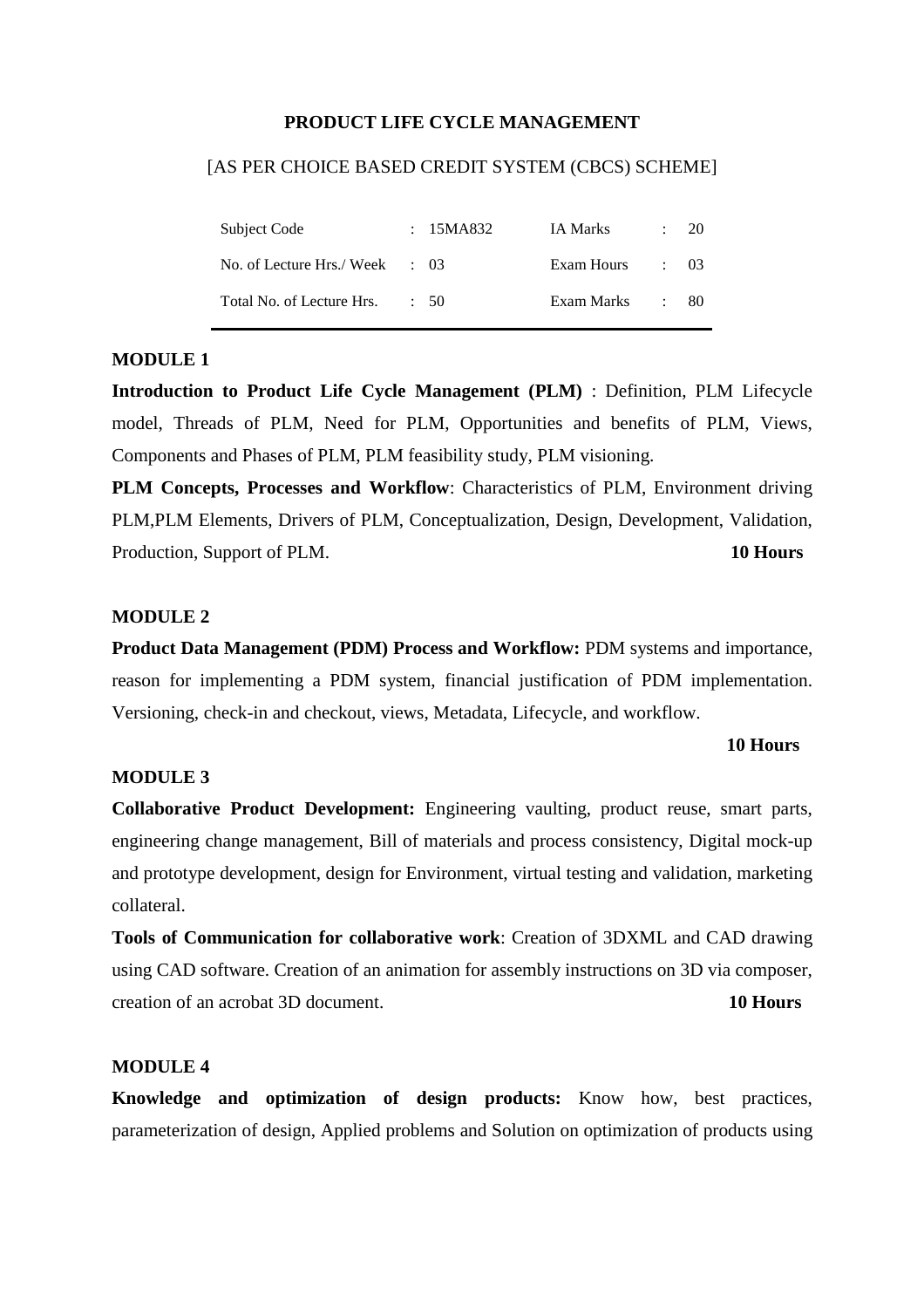**PRODUCT LIFE CYCLE MANAGEMENT**

[AS PER CHOICE BASED CREDIT SYSTEM (CBCS) SCHEME]

| | | | |
|---|---|---|---|
| Subject Code | : 15MA832 | IA Marks | : 20 |
| No. of Lecture Hrs./ Week | : 03 | Exam Hours | : 03 |
| Total No. of Lecture Hrs. | : 50 | Exam Marks | : 80 |

**MODULE 1**

**Introduction to Product Life Cycle Management (PLM)** : Definition, PLM Lifecycle model, Threads of PLM, Need for PLM, Opportunities and benefits of PLM, Views, Components and Phases of PLM, PLM feasibility study, PLM visioning.

**PLM Concepts, Processes and Workflow**: Characteristics of PLM, Environment driving PLM,PLM Elements, Drivers of PLM, Conceptualization, Design, Development, Validation, Production, Support of PLM. **10 Hours**

**MODULE 2**

**Product Data Management (PDM) Process and Workflow:** PDM systems and importance, reason for implementing a PDM system, financial justification of PDM implementation. Versioning, check-in and checkout, views, Metadata, Lifecycle, and workflow.

**10 Hours**

**MODULE 3**

**Collaborative Product Development:** Engineering vaulting, product reuse, smart parts, engineering change management, Bill of materials and process consistency, Digital mock-up and prototype development, design for Environment, virtual testing and validation, marketing collateral.

**Tools of Communication for collaborative work**: Creation of 3DXML and CAD drawing using CAD software. Creation of an animation for assembly instructions on 3D via composer, creation of an acrobat 3D document. **10 Hours**

**MODULE 4**

**Knowledge and optimization of design products:** Know how, best practices, parameterization of design, Applied problems and Solution on optimization of products using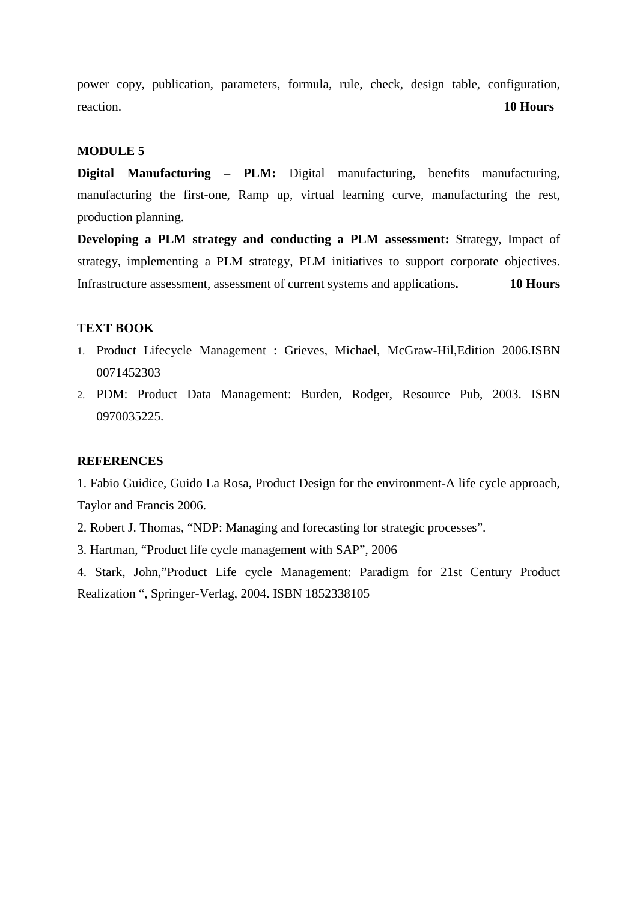power copy, publication, parameters, formula, rule, check, design table, configuration, reaction. **10 Hours**

**MODULE 5**

**Digital Manufacturing – PLM:** Digital manufacturing, benefits manufacturing, manufacturing the first-one, Ramp up, virtual learning curve, manufacturing the rest, production planning.

**Developing a PLM strategy and conducting a PLM assessment:** Strategy, Impact of strategy, implementing a PLM strategy, PLM initiatives to support corporate objectives. Infrastructure assessment, assessment of current systems and applications**.** **10 Hours**

**TEXT BOOK**

1. Product Lifecycle Management : Grieves, Michael, McGraw-Hil,Edition 2006.ISBN 0071452303
2. PDM: Product Data Management: Burden, Rodger, Resource Pub, 2003. ISBN 0970035225.

**REFERENCES**

1. Fabio Guidice, Guido La Rosa, Product Design for the environment-A life cycle approach, Taylor and Francis 2006.
2. Robert J. Thomas, “NDP: Managing and forecasting for strategic processes”.
3. Hartman, “Product life cycle management with SAP”, 2006
4. Stark, John,”Product Life cycle Management: Paradigm for 21st Century Product Realization “, Springer-Verlag, 2004. ISBN 1852338105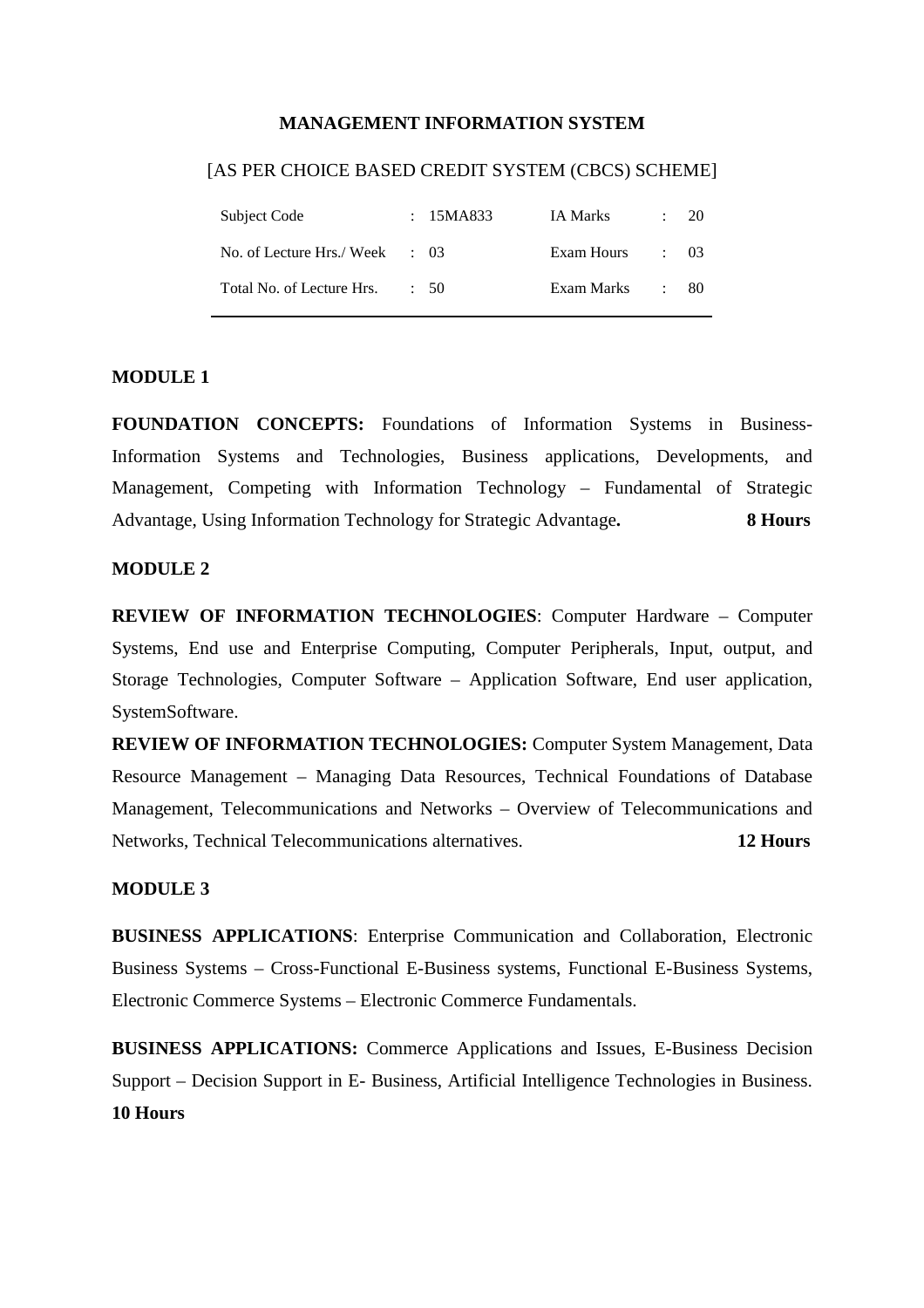## MANAGEMENT INFORMATION SYSTEM

[AS PER CHOICE BASED CREDIT SYSTEM (CBCS) SCHEME]

| | | | |
|---|---|---|---|
| Subject Code | : 15MA833 | IA Marks | : 20 |
| No. of Lecture Hrs./ Week | : 03 | Exam Hours | : 03 |
| Total No. of Lecture Hrs. | : 50 | Exam Marks | : 80 |

### MODULE 1

**FOUNDATION CONCEPTS:** Foundations of Information Systems in Business- Information Systems and Technologies, Business applications, Developments, and Management, Competing with Information Technology – Fundamental of Strategic Advantage, Using Information Technology for Strategic Advantage**.** **8 Hours**

### MODULE 2

**REVIEW OF INFORMATION TECHNOLOGIES**: Computer Hardware – Computer Systems, End use and Enterprise Computing, Computer Peripherals, Input, output, and Storage Technologies, Computer Software – Application Software, End user application, SystemSoftware.

**REVIEW OF INFORMATION TECHNOLOGIES:** Computer System Management, Data Resource Management – Managing Data Resources, Technical Foundations of Database Management, Telecommunications and Networks – Overview of Telecommunications and Networks, Technical Telecommunications alternatives. **12 Hours**

### MODULE 3

**BUSINESS APPLICATIONS**: Enterprise Communication and Collaboration, Electronic Business Systems – Cross-Functional E-Business systems, Functional E-Business Systems, Electronic Commerce Systems – Electronic Commerce Fundamentals.

**BUSINESS APPLICATIONS:** Commerce Applications and Issues, E-Business Decision Support – Decision Support in E- Business, Artificial Intelligence Technologies in Business. **10 Hours**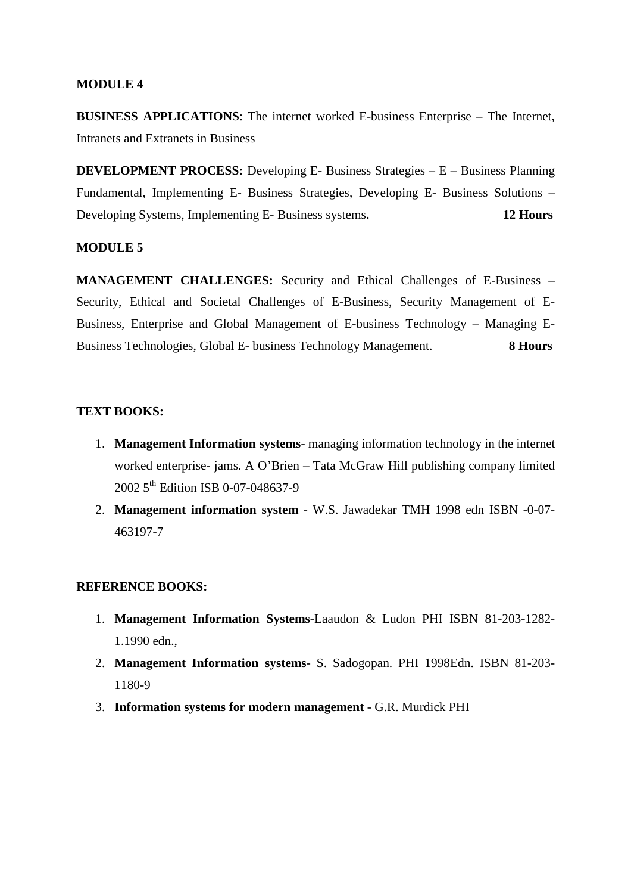**MODULE 4**

**BUSINESS APPLICATIONS**: The internet worked E-business Enterprise – The Internet, Intranets and Extranets in Business

**DEVELOPMENT PROCESS:** Developing E- Business Strategies – E – Business Planning Fundamental, Implementing E- Business Strategies, Developing E- Business Solutions – Developing Systems, Implementing E- Business systems**.** **12 Hours**

**MODULE 5**

**MANAGEMENT CHALLENGES:** Security and Ethical Challenges of E-Business – Security, Ethical and Societal Challenges of E-Business, Security Management of E-Business, Enterprise and Global Management of E-business Technology – Managing E-Business Technologies, Global E- business Technology Management. **8 Hours**

**TEXT BOOKS:**

1. **Management Information systems**- managing information technology in the internet worked enterprise- jams. A O'Brien – Tata McGraw Hill publishing company limited 2002 5th Edition ISB 0-07-048637-9
2. **Management information system** - W.S. Jawadekar TMH 1998 edn ISBN -0-07-463197-7

**REFERENCE BOOKS:**

1. **Management Information Systems**-Laaudon & Ludon PHI ISBN 81-203-1282-1.1990 edn.,
2. **Management Information systems**- S. Sadogopan. PHI 1998Edn. ISBN 81-203-1180-9
3. **Information systems for modern management** - G.R. Murdick PHI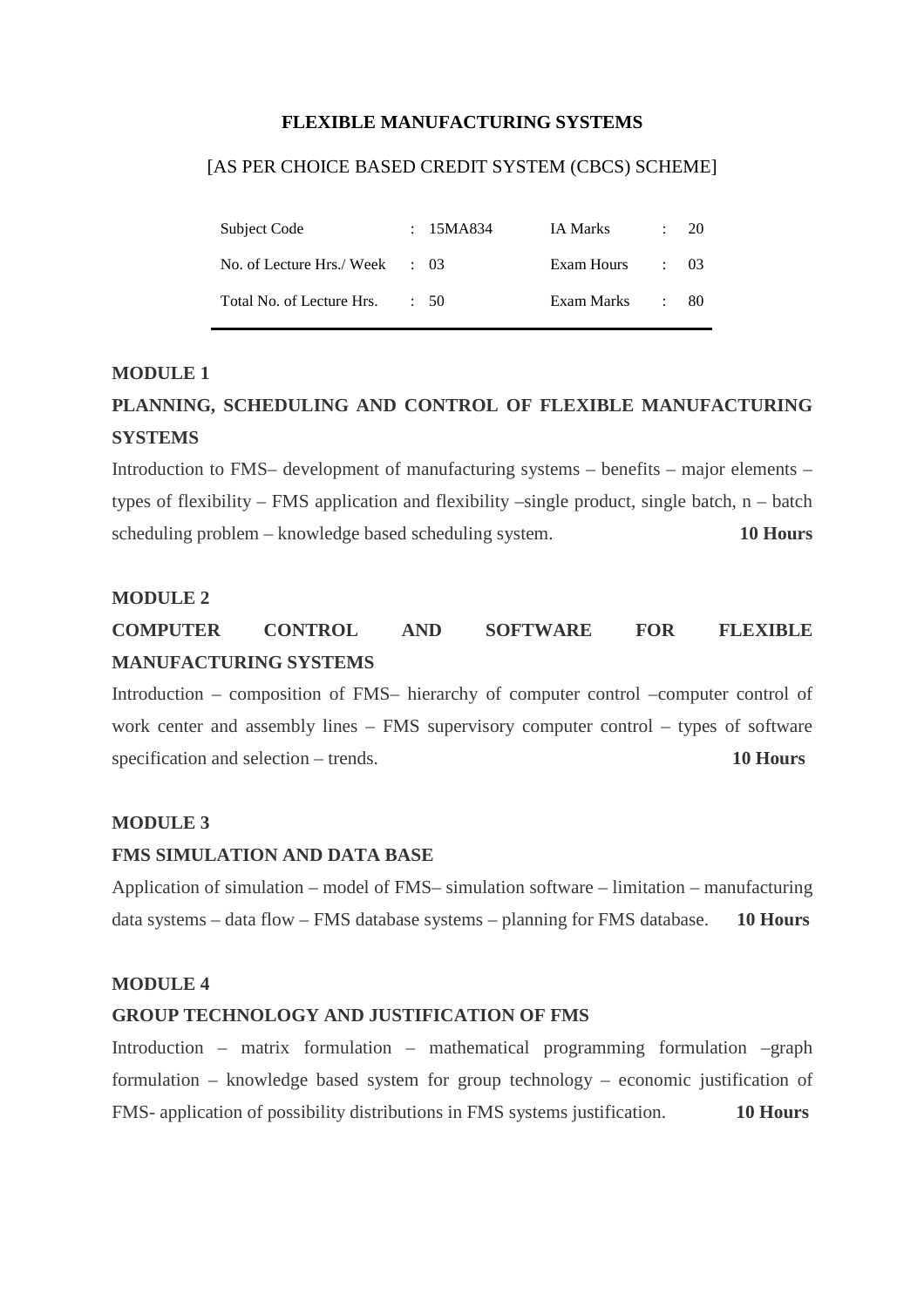**FLEXIBLE MANUFACTURING SYSTEMS**

[AS PER CHOICE BASED CREDIT SYSTEM (CBCS) SCHEME]

| Subject Code | : 15MA834 | IA Marks | : 20 |
|---|---|---|---|
| No. of Lecture Hrs./ Week | : 03 | Exam Hours | : 03 |
| Total No. of Lecture Hrs. | : 50 | Exam Marks | : 80 |

**MODULE 1**

**PLANNING, SCHEDULING AND CONTROL OF FLEXIBLE MANUFACTURING SYSTEMS**

Introduction to FMS– development of manufacturing systems – benefits – major elements – types of flexibility – FMS application and flexibility –single product, single batch, n – batch scheduling problem – knowledge based scheduling system. **10 Hours**

**MODULE 2**

**COMPUTER CONTROL AND SOFTWARE FOR FLEXIBLE MANUFACTURING SYSTEMS**

Introduction – composition of FMS– hierarchy of computer control –computer control of work center and assembly lines – FMS supervisory computer control – types of software specification and selection – trends. **10 Hours**

**MODULE 3**

**FMS SIMULATION AND DATA BASE**

Application of simulation – model of FMS– simulation software – limitation – manufacturing data systems – data flow – FMS database systems – planning for FMS database. **10 Hours**

**MODULE 4**

**GROUP TECHNOLOGY AND JUSTIFICATION OF FMS**

Introduction – matrix formulation – mathematical programming formulation –graph formulation – knowledge based system for group technology – economic justification of FMS- application of possibility distributions in FMS systems justification. **10 Hours**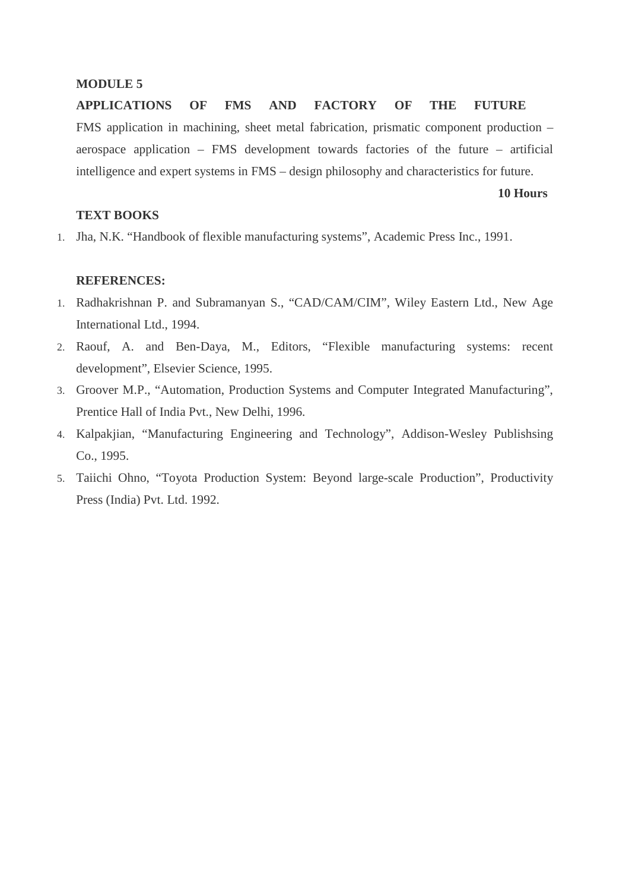**MODULE 5**

**APPLICATIONS OF FMS AND FACTORY OF THE FUTURE**

FMS application in machining, sheet metal fabrication, prismatic component production – aerospace application – FMS development towards factories of the future – artificial intelligence and expert systems in FMS – design philosophy and characteristics for future.

**10 Hours**

**TEXT BOOKS**

1. Jha, N.K. “Handbook of flexible manufacturing systems”, Academic Press Inc., 1991.

**REFERENCES:**

1. Radhakrishnan P. and Subramanyan S., “CAD/CAM/CIM”, Wiley Eastern Ltd., New Age International Ltd., 1994.
2. Raouf, A. and Ben-Daya, M., Editors, “Flexible manufacturing systems: recent development”, Elsevier Science, 1995.
3. Groover M.P., “Automation, Production Systems and Computer Integrated Manufacturing”, Prentice Hall of India Pvt., New Delhi, 1996.
4. Kalpakjian, “Manufacturing Engineering and Technology”, Addison-Wesley Publishsing Co., 1995.
5. Taiichi Ohno, “Toyota Production System: Beyond large-scale Production”, Productivity Press (India) Pvt. Ltd. 1992.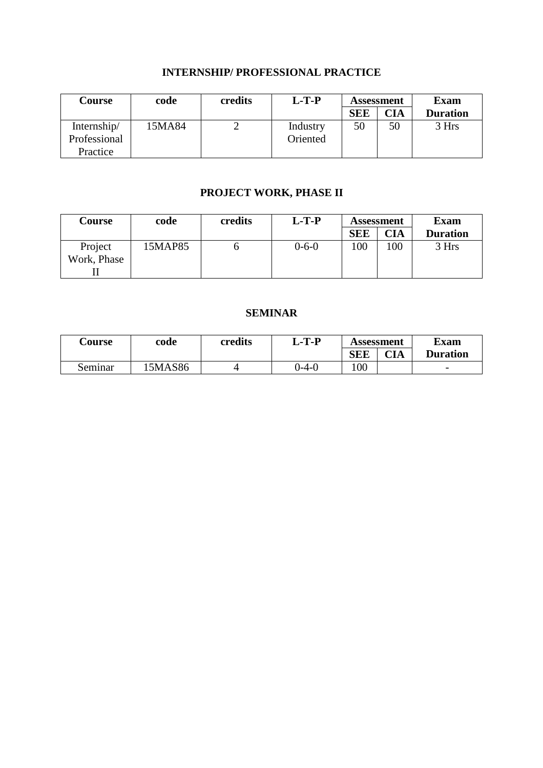## INTERNSHIP/ PROFESSIONAL PRACTICE

| Course | code | credits | L-T-P | Assessment | | Exam Duration |
|---|---|---|---|---|---|---|
| | | | | SEE | CIA | |
| Internship/ Professional Practice | 15MA84 | 2 | Industry Oriented | 50 | 50 | 3 Hrs |

## PROJECT WORK, PHASE II

| Course | code | credits | L-T-P | Assessment | | Exam Duration |
|---|---|---|---|---|---|---|
| | | | | SEE | CIA | |
| Project Work, Phase II | 15MAP85 | 6 | 0-6-0 | 100 | 100 | 3 Hrs |

## SEMINAR

| Course | code | credits | L-T-P | Assessment | | Exam Duration |
|---|---|---|---|---|---|---|
| | | | | SEE | CIA | |
| Seminar | 15MAS86 | 4 | 0-4-0 | 100 | | - |